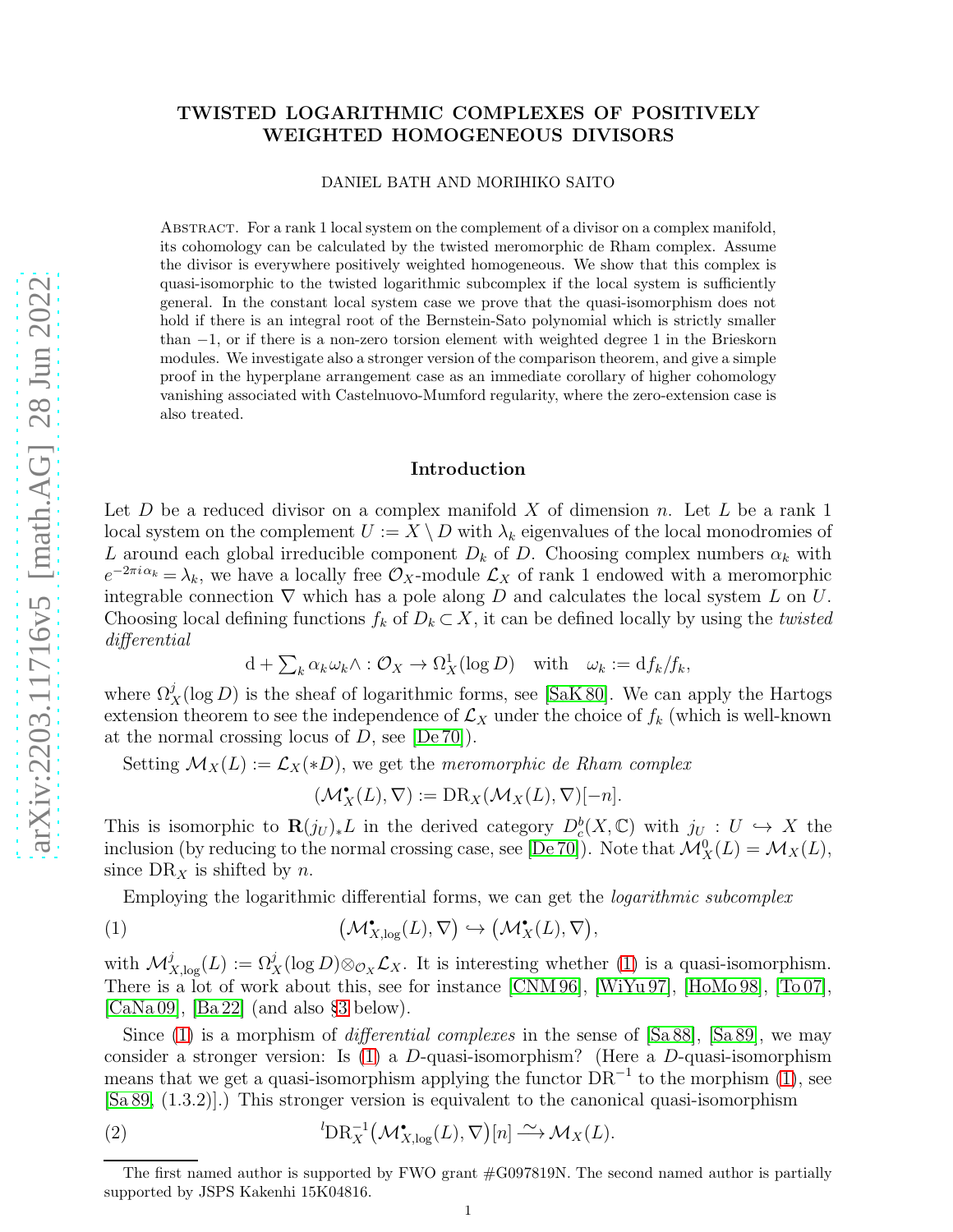# TWISTED LOGARITHMIC COMPLEXES OF POSITIVELY WEIGHTED HOMOGENEOUS DIVISORS

DANIEL BATH AND MORIHIKO SAITO

Abstract. For a rank 1 local system on the complement of a divisor on a complex manifold, its cohomology can be calculated by the twisted meromorphic de Rham complex. Assume the divisor is everywhere positively weighted homogeneous. We show that this complex is quasi-isomorphic to the twisted logarithmic subcomplex if the local system is sufficiently general. In the constant local system case we prove that the quasi-isomorphism does not hold if there is an integral root of the Bernstein-Sato polynomial which is strictly smaller than $-1$, or if there is a non-zero torsion element with weighted degree 1 in the Brieskorn modules. We investigate also a stronger version of the comparison theorem, and give a simple proof in the hyperplane arrangement case as an immediate corollary of higher cohomology vanishing associated with Castelnuovo-Mumford regularity, where the zero-extension case is also treated.

## Introduction

Let $D$ be a reduced divisor on a complex manifold $X$ of dimension $n$. Let $L$ be a rank 1 local system on the complement $U := X \setminus D$ with $\lambda_k$ eigenvalues of the local monodromies of $L$ around each global irreducible component $D_k$ of $D$. Choosing complex numbers $\alpha_k$ with $e^{-2\pi i \alpha_k} = \lambda_k$, we have a locally free $\mathcal{O}_X$-module $\mathcal{L}_X$ of rank 1 endowed with a meromorphic integrable connection $\nabla$ which has a pole along $D$ and calculates the local system $L$ on $U$. Choosing local defining functions $f_k$ of $D_k \subset X$, it can be defined locally by using the *twisted differential*

$$\mathrm{d} + \textstyle\sum_k \alpha_k \omega_k \wedge : \mathcal{O}_X \to \Omega_X^1(\log D) \quad \text{with} \quad \omega_k := \mathrm{d}f_k/f_k,$$

where $\Omega_X^j(\log D)$ is the sheaf of logarithmic forms, see [SaK 80]. We can apply the Hartogs extension theorem to see the independence of $\mathcal{L}_X$ under the choice of $f_k$ (which is well-known at the normal crossing locus of $D$, see [De 70]).

Setting $\mathcal{M}_X(L) := \mathcal{L}_X(*D)$, we get the *meromorphic de Rham complex*

$$(\mathcal{M}_X^\bullet(L), \nabla) := \mathrm{DR}_X(\mathcal{M}_X(L), \nabla)[-n].$$

This is isomorphic to $\mathbf{R}(j_U)_*L$ in the derived category $D_c^b(X, \mathbb{C})$ with $j_U : U \hookrightarrow X$ the inclusion (by reducing to the normal crossing case, see [De 70]). Note that $\mathcal{M}_X^0(L) = \mathcal{M}_X(L)$, since $\mathrm{DR}_X$ is shifted by $n$.

Employing the logarithmic differential forms, we can get the *logarithmic subcomplex*

$$\big(\mathcal{M}_{X,\log}^\bullet(L), \nabla\big) \hookrightarrow \big(\mathcal{M}_X^\bullet(L), \nabla\big), \tag{1}$$

with $\mathcal{M}_{X,\log}^j(L) := \Omega_X^j(\log D) \otimes_{\mathcal{O}_X} \mathcal{L}_X$. It is interesting whether (1) is a quasi-isomorphism. There is a lot of work about this, see for instance [CNM 96], [WiYu 97], [HoMo 98], [To 07], [CaNa 09], [Ba 22] (and also §3 below).

Since (1) is a morphism of *differential complexes* in the sense of [Sa 88], [Sa 89], we may consider a stronger version: Is (1) a $D$-quasi-isomorphism? (Here a $D$-quasi-isomorphism means that we get a quasi-isomorphism applying the functor $\mathrm{DR}^{-1}$ to the morphism (1), see [Sa 89, (1.3.2)].) This stronger version is equivalent to the canonical quasi-isomorphism

$$^l\mathrm{DR}_X^{-1}\big(\mathcal{M}_{X,\log}^\bullet(L), \nabla\big)[n] \xrightarrow{\sim} \mathcal{M}_X(L). \tag{2}$$

---

The first named author is supported by FWO grant #G097819N. The second named author is partially supported by JSPS Kakenhi 15K04816.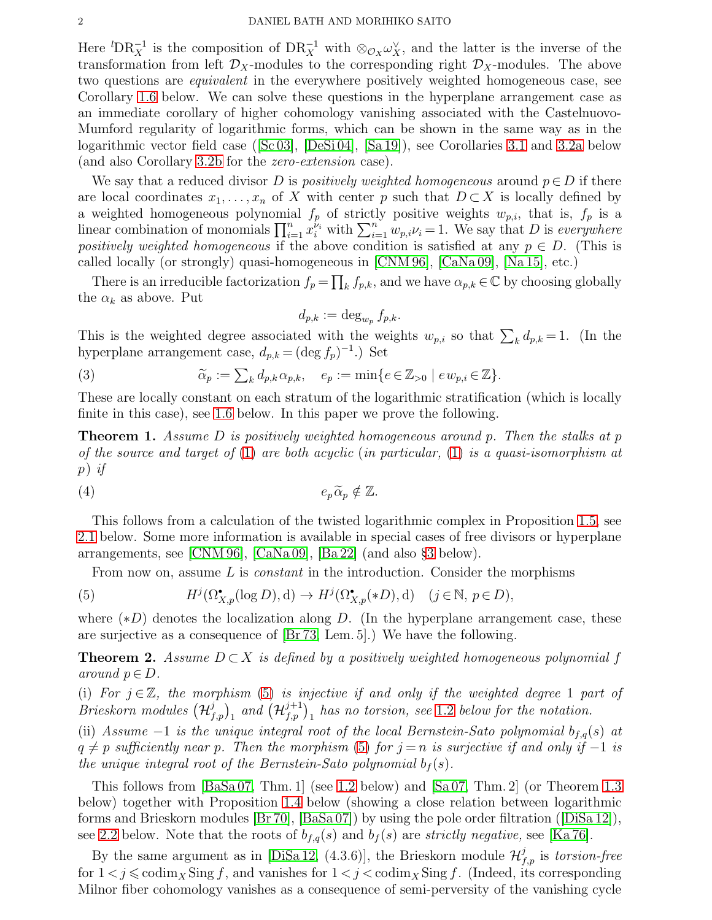Here ${}^l\mathrm{DR}_X^{-1}$ is the composition of $\mathrm{DR}_X^{-1}$ with $\otimes_{\mathcal{O}_X}\omega_X^\vee$, and the latter is the inverse of the transformation from left $\mathcal{D}_X$-modules to the corresponding right $\mathcal{D}_X$-modules. The above two questions are *equivalent* in the everywhere positively weighted homogeneous case, see Corollary 1.6 below. We can solve these questions in the hyperplane arrangement case as an immediate corollary of higher cohomology vanishing associated with the Castelnuovo-Mumford regularity of logarithmic forms, which can be shown in the same way as in the logarithmic vector field case ([Sc 03], [DeSi 04], [Sa 19]), see Corollaries 3.1 and 3.2a below (and also Corollary 3.2b for the *zero-extension* case).

We say that a reduced divisor $D$ is *positively weighted homogeneous* around $p \in D$ if there are local coordinates $x_1, \dots, x_n$ of $X$ with center $p$ such that $D \subset X$ is locally defined by a weighted homogeneous polynomial $f_p$ of strictly positive weights $w_{p,i}$, that is, $f_p$ is a linear combination of monomials $\prod_{i=1}^n x_i^{\nu_i}$ with $\sum_{i=1}^n w_{p,i}\nu_i = 1$. We say that $D$ is *everywhere positively weighted homogeneous* if the above condition is satisfied at any $p \in D$. (This is called locally (or strongly) quasi-homogeneous in [CNM 96], [CaNa 09], [Na 15], etc.)

There is an irreducible factorization $f_p = \prod_k f_{p,k}$, and we have $\alpha_{p,k} \in \mathbb{C}$ by choosing globally the $\alpha_k$ as above. Put

$$d_{p,k} := \deg_{w_p} f_{p,k}.$$

This is the weighted degree associated with the weights $w_{p,i}$ so that $\sum_k d_{p,k} = 1$. (In the hyperplane arrangement case, $d_{p,k} = (\deg f_p)^{-1}$.) Set

$$\widetilde{\alpha}_p := \textstyle\sum_k d_{p,k}\alpha_{p,k}, \quad e_p := \min\{e \in \mathbb{Z}_{>0} \mid e\, w_{p,i} \in \mathbb{Z}\}. \tag{3}$$

These are locally constant on each stratum of the logarithmic stratification (which is locally finite in this case), see 1.6 below. In this paper we prove the following.

**Theorem 1.** *Assume $D$ is positively weighted homogeneous around $p$. Then the stalks at $p$ of the source and target of* (1) *are both acyclic* (*in particular,* (1) *is a quasi-isomorphism at $p$*) *if*

$$e_p\widetilde{\alpha}_p \notin \mathbb{Z}. \tag{4}$$

This follows from a calculation of the twisted logarithmic complex in Proposition 1.5, see 2.1 below. Some more information is available in special cases of free divisors or hyperplane arrangements, see [CNM 96], [CaNa 09], [Ba 22] (and also §3 below).

From now on, assume $L$ is *constant* in the introduction. Consider the morphisms

$$H^j(\Omega^\bullet_{X,p}(\log D), \mathrm{d}) \to H^j(\Omega^\bullet_{X,p}(*D), \mathrm{d}) \quad (j \in \mathbb{N},\, p \in D), \tag{5}$$

where $(*D)$ denotes the localization along $D$. (In the hyperplane arrangement case, these are surjective as a consequence of [Br 73, Lem. 5].) We have the following.

**Theorem 2.** *Assume $D \subset X$ is defined by a positively weighted homogeneous polynomial $f$ around $p \in D$.*

(i) *For $j \in \mathbb{Z}$, the morphism* (5) *is injective if and only if the weighted degree $1$ part of Brieskorn modules $\big(\mathcal{H}^j_{f,p}\big)_1$ and $\big(\mathcal{H}^{j+1}_{f,p}\big)_1$ has no torsion, see* 1.2 *below for the notation.*

(ii) *Assume $-1$ is the unique integral root of the local Bernstein-Sato polynomial $b_{f,q}(s)$ at $q \neq p$ sufficiently near $p$. Then the morphism* (5) *for $j = n$ is surjective if and only if $-1$ is the unique integral root of the Bernstein-Sato polynomial $b_f(s)$.*

This follows from [BaSa 07, Thm. 1] (see 1.2 below) and [Sa 07, Thm. 2] (or Theorem 1.3 below) together with Proposition 1.4 below (showing a close relation between logarithmic forms and Brieskorn modules [Br 70], [BaSa 07]) by using the pole order filtration ([DiSa 12]), see 2.2 below. Note that the roots of $b_{f,q}(s)$ and $b_f(s)$ are *strictly negative,* see [Ka 76].

By the same argument as in [DiSa 12, (4.3.6)], the Brieskorn module $\mathcal{H}^j_{f,p}$ is *torsion-free* for $1 < j \leqslant \operatorname{codim}_X \operatorname{Sing} f$, and vanishes for $1 < j < \operatorname{codim}_X \operatorname{Sing} f$. (Indeed, its corresponding Milnor fiber cohomology vanishes as a consequence of semi-perversity of the vanishing cycle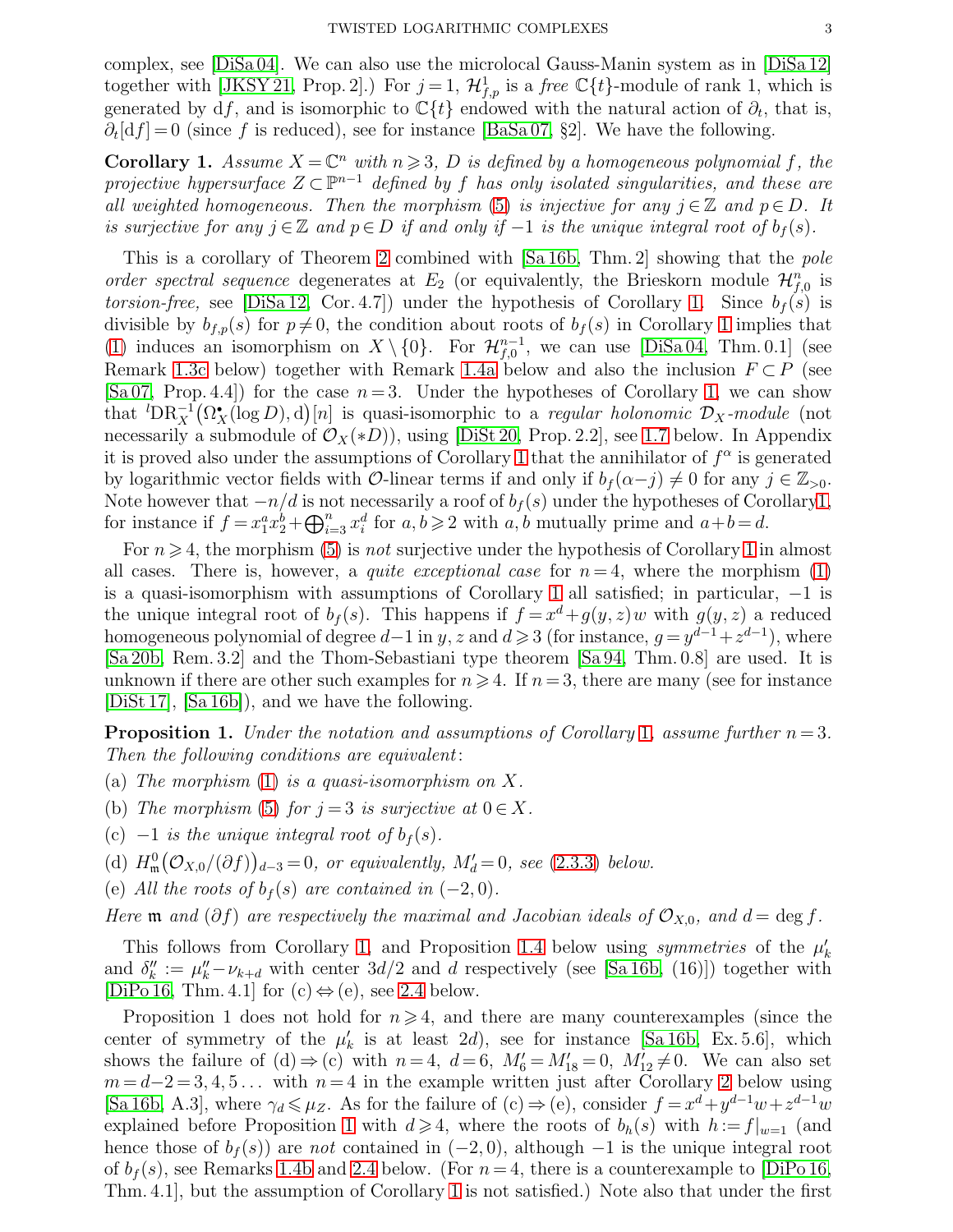complex, see [DiSa 04]. We can also use the microlocal Gauss-Manin system as in [DiSa 12] together with [JKSY 21, Prop. 2].) For $j=1$, $\mathcal{H}^1_{f,p}$ is a *free* $\mathbb{C}\{t\}$-module of rank 1, which is generated by $\mathrm{d}f$, and is isomorphic to $\mathbb{C}\{t\}$ endowed with the natural action of $\partial_t$, that is, $\partial_t[\mathrm{d}f]=0$ (since $f$ is reduced), see for instance [BaSa 07, §2]. We have the following.

**Corollary 1.** *Assume $X=\mathbb{C}^n$ with $n\geqslant 3$, $D$ is defined by a homogeneous polynomial $f$, the projective hypersurface $Z\subset\mathbb{P}^{n-1}$ defined by $f$ has only isolated singularities, and these are all weighted homogeneous. Then the morphism (5) is injective for any $j\in\mathbb{Z}$ and $p\in D$. It is surjective for any $j\in\mathbb{Z}$ and $p\in D$ if and only if $-1$ is the unique integral root of $b_f(s)$.*

This is a corollary of Theorem 2 combined with [Sa 16b, Thm. 2] showing that the *pole order spectral sequence* degenerates at $E_2$ (or equivalently, the Brieskorn module $\mathcal{H}^n_{f,0}$ is *torsion-free,* see [DiSa 12, Cor. 4.7]) under the hypothesis of Corollary 1. Since $b_f(s)$ is divisible by $b_{f,p}(s)$ for $p\neq 0$, the condition about roots of $b_f(s)$ in Corollary 1 implies that (1) induces an isomorphism on $X\setminus\{0\}$. For $\mathcal{H}^{n-1}_{f,0}$, we can use [DiSa 04, Thm. 0.1] (see Remark 1.3c below) together with Remark 1.4a below and also the inclusion $F\subset P$ (see [Sa 07, Prop. 4.4]) for the case $n=3$. Under the hypotheses of Corollary 1, we can show that ${}^l\mathrm{DR}_X^{-1}\big(\Omega_X^\bullet(\log D),\mathrm{d}\big)[n]$ is quasi-isomorphic to a *regular holonomic $\mathcal{D}_X$-module* (not necessarily a submodule of $\mathcal{O}_X(*D)$), using [DiSt 20, Prop. 2.2], see 1.7 below. In Appendix it is proved also under the assumptions of Corollary 1 that the annihilator of $f^\alpha$ is generated by logarithmic vector fields with $\mathcal{O}$-linear terms if and only if $b_f(\alpha-j)\neq 0$ for any $j\in\mathbb{Z}_{>0}$. Note however that $-n/d$ is not necessarily a roof of $b_f(s)$ under the hypotheses of Corollary 1, for instance if $f=x_1^ax_2^b+\bigoplus_{i=3}^n x_i^d$ for $a,b\geqslant 2$ with $a,b$ mutually prime and $a+b=d$.

For $n\geqslant 4$, the morphism (5) is *not* surjective under the hypothesis of Corollary 1 in almost all cases. There is, however, a *quite exceptional case* for $n=4$, where the morphism (1) is a quasi-isomorphism with assumptions of Corollary 1 all satisfied; in particular, $-1$ is the unique integral root of $b_f(s)$. This happens if $f=x^d+g(y,z)w$ with $g(y,z)$ a reduced homogeneous polynomial of degree $d-1$ in $y,z$ and $d\geqslant 3$ (for instance, $g=y^{d-1}+z^{d-1}$), where [Sa 20b, Rem. 3.2] and the Thom-Sebastiani type theorem [Sa 94, Thm. 0.8] are used. It is unknown if there are other such examples for $n\geqslant 4$. If $n=3$, there are many (see for instance [DiSt 17], [Sa 16b]), and we have the following.

**Proposition 1.** *Under the notation and assumptions of Corollary 1, assume further $n=3$. Then the following conditions are equivalent:*

(a) *The morphism (1) is a quasi-isomorphism on $X$.*

(b) *The morphism (5) for $j=3$ is surjective at $0\in X$.*

(c) *$-1$ is the unique integral root of $b_f(s)$.*

(d) *$H^0_{\mathfrak{m}}\big(\mathcal{O}_{X,0}/(\partial f)\big)_{d-3}=0$, or equivalently, $M'_d=0$, see (2.3.3) below.*

(e) *All the roots of $b_f(s)$ are contained in $(-2,0)$.*

*Here $\mathfrak{m}$ and $(\partial f)$ are respectively the maximal and Jacobian ideals of $\mathcal{O}_{X,0}$, and $d=\deg f$.*

This follows from Corollary 1, and Proposition 1.4 below using *symmetries* of the $\mu'_k$ and $\delta''_k:=\mu''_k-\nu_{k+d}$ with center $3d/2$ and $d$ respectively (see [Sa 16b, (16)]) together with [DiPo 16, Thm. 4.1] for (c) $\Leftrightarrow$ (e), see 2.4 below.

Proposition 1 does not hold for $n\geqslant 4$, and there are many counterexamples (since the center of symmetry of the $\mu'_k$ is at least $2d$), see for instance [Sa 16b, Ex. 5.6], which shows the failure of (d) $\Rightarrow$ (c) with $n=4$, $d=6$, $M'_6=M'_{18}=0$, $M'_{12}\neq 0$. We can also set $m=d-2=3,4,5\dots$ with $n=4$ in the example written just after Corollary 2 below using [Sa 16b, A.3], where $\gamma_d\leqslant\mu_Z$. As for the failure of (c) $\Rightarrow$ (e), consider $f=x^d+y^{d-1}w+z^{d-1}w$ explained before Proposition 1 with $d\geqslant 4$, where the roots of $b_h(s)$ with $h:=f|_{w=1}$ (and hence those of $b_f(s)$) are *not* contained in $(-2,0)$, although $-1$ is the unique integral root of $b_f(s)$, see Remarks 1.4b and 2.4 below. (For $n=4$, there is a counterexample to [DiPo 16, Thm. 4.1], but the assumption of Corollary 1 is not satisfied.) Note also that under the first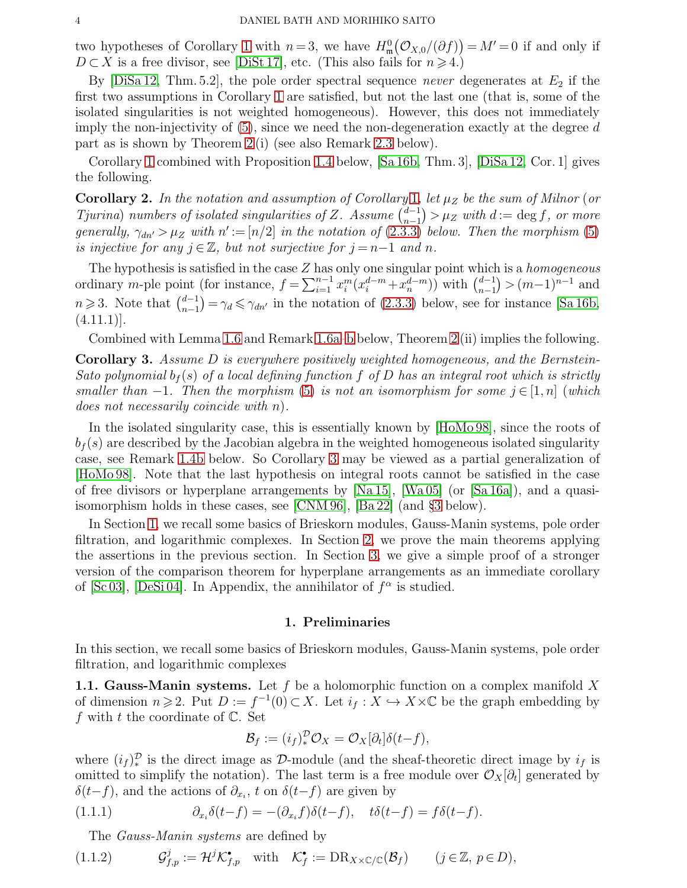two hypotheses of Corollary 1 with $n=3$, we have $H^0_{\mathfrak{m}}(\mathcal{O}_{X,0}/(\partial f))=M'=0$ if and only if $D\subset X$ is a free divisor, see [DiSt 17], etc. (This also fails for $n\geqslant 4$.)

By [DiSa 12, Thm. 5.2], the pole order spectral sequence *never* degenerates at $E_2$ if the first two assumptions in Corollary 1 are satisfied, but not the last one (that is, some of the isolated singularities is not weighted homogeneous). However, this does not immediately imply the non-injectivity of (5), since we need the non-degeneration exactly at the degree $d$ part as is shown by Theorem 2 (i) (see also Remark 2.3 below).

Corollary 1 combined with Proposition 1.4 below, [Sa 16b, Thm. 3], [DiSa 12, Cor. 1] gives the following.

**Corollary 2.** *In the notation and assumption of Corollary 1, let $\mu_Z$ be the sum of Milnor (or Tjurina) numbers of isolated singularities of $Z$. Assume $\binom{d-1}{n-1}>\mu_Z$ with $d:=\deg f$, or more generally, $\gamma_{dn'}>\mu_Z$ with $n':=[n/2]$ in the notation of (2.3.3) below. Then the morphism (5) is injective for any $j\in\mathbb{Z}$, but not surjective for $j=n-1$ and $n$.*

The hypothesis is satisfied in the case $Z$ has only one singular point which is a *homogeneous* ordinary $m$-ple point (for instance, $f=\sum_{i=1}^{n-1}x_i^m(x_i^{d-m}+x_n^{d-m})$) with $\binom{d-1}{n-1}>(m-1)^{n-1}$ and $n\geqslant 3$. Note that $\binom{d-1}{n-1}=\gamma_d\leqslant\gamma_{dn'}$ in the notation of (2.3.3) below, see for instance [Sa 16b, (4.11.1)].

Combined with Lemma 1.6 and Remark 1.6a–b below, Theorem 2 (ii) implies the following.

**Corollary 3.** *Assume $D$ is everywhere positively weighted homogeneous, and the Bernstein-Sato polynomial $b_f(s)$ of a local defining function $f$ of $D$ has an integral root which is strictly smaller than $-1$. Then the morphism (5) is not an isomorphism for some $j\in[1,n]$ (which does not necessarily coincide with $n$).*

In the isolated singularity case, this is essentially known by [HoMo 98], since the roots of $b_f(s)$ are described by the Jacobian algebra in the weighted homogeneous isolated singularity case, see Remark 1.4b below. So Corollary 3 may be viewed as a partial generalization of [HoMo 98]. Note that the last hypothesis on integral roots cannot be satisfied in the case of free divisors or hyperplane arrangements by [Na 15], [Wa 05] (or [Sa 16a]), and a quasi-isomorphism holds in these cases, see [CNM 96], [Ba 22] (and §3 below).

In Section 1, we recall some basics of Brieskorn modules, Gauss-Manin systems, pole order filtration, and logarithmic complexes. In Section 2, we prove the main theorems applying the assertions in the previous section. In Section 3, we give a simple proof of a stronger version of the comparison theorem for hyperplane arrangements as an immediate corollary of [Sc 03], [DeSi 04]. In Appendix, the annihilator of $f^\alpha$ is studied.

## 1. Preliminaries

In this section, we recall some basics of Brieskorn modules, Gauss-Manin systems, pole order filtration, and logarithmic complexes

**1.1. Gauss-Manin systems.** Let $f$ be a holomorphic function on a complex manifold $X$ of dimension $n\geqslant 2$. Put $D:=f^{-1}(0)\subset X$. Let $i_f:X\hookrightarrow X\times\mathbb{C}$ be the graph embedding by $f$ with $t$ the coordinate of $\mathbb{C}$. Set

$$\mathcal{B}_f:=(i_f)^{\mathcal{D}}_*\mathcal{O}_X=\mathcal{O}_X[\partial_t]\delta(t-f),$$

where $(i_f)^{\mathcal{D}}_*$ is the direct image as $\mathcal{D}$-module (and the sheaf-theoretic direct image by $i_f$ is omitted to simplify the notation). The last term is a free module over $\mathcal{O}_X[\partial_t]$ generated by $\delta(t-f)$, and the actions of $\partial_{x_i}$, $t$ on $\delta(t-f)$ are given by

$$\partial_{x_i}\delta(t-f)=-(\partial_{x_i}f)\delta(t-f),\quad t\delta(t-f)=f\delta(t-f). \tag{1.1.1}$$

The *Gauss-Manin systems* are defined by

$$\mathcal{G}^j_{f,p}:=\mathcal{H}^j\mathcal{K}^\bullet_{f,p}\quad\text{with}\quad\mathcal{K}^\bullet_f:=\mathrm{DR}_{X\times\mathbb{C}/\mathbb{C}}(\mathcal{B}_f)\qquad(j\in\mathbb{Z},\ p\in D), \tag{1.1.2}$$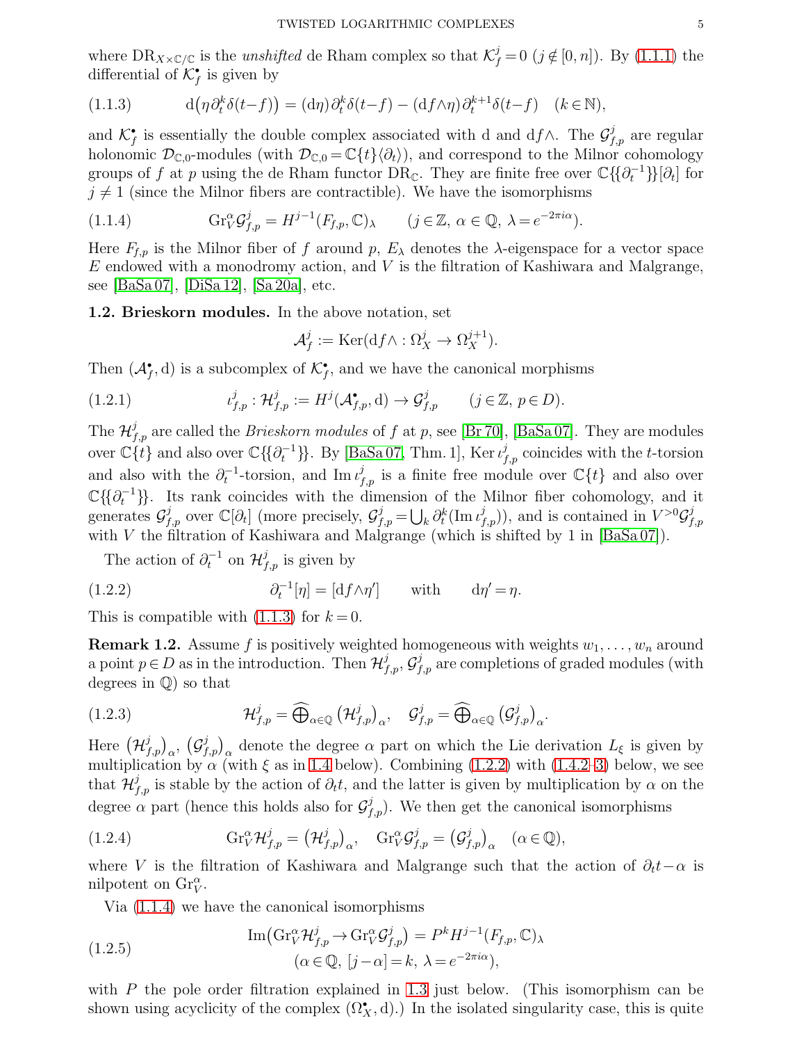where $\mathrm{DR}_{X\times\mathbb{C}/\mathbb{C}}$ is the *unshifted* de Rham complex so that $\mathcal{K}_f^j=0$ $(j\notin[0,n])$. By (1.1.1) the differential of $\mathcal{K}_f^\bullet$ is given by

$$\mathrm{d}\big(\eta\,\partial_t^k\delta(t-f)\big)=(\mathrm{d}\eta)\,\partial_t^k\delta(t-f)-(\mathrm{d}f\wedge\eta)\,\partial_t^{k+1}\delta(t-f)\quad(k\in\mathbb{N}), \tag{1.1.3}$$

and $\mathcal{K}_f^\bullet$ is essentially the double complex associated with d and $\mathrm{d}f\wedge$. The $\mathcal{G}_{f,p}^j$ are regular holonomic $\mathcal{D}_{\mathbb{C},0}$-modules (with $\mathcal{D}_{\mathbb{C},0}=\mathbb{C}\{t\}\langle\partial_t\rangle$), and correspond to the Milnor cohomology groups of $f$ at $p$ using the de Rham functor $\mathrm{DR}_{\mathbb{C}}$. They are finite free over $\mathbb{C}\{\{\partial_t^{-1}\}\}[\partial_t]$ for $j\neq 1$ (since the Milnor fibers are contractible). We have the isomorphisms

$$\mathrm{Gr}_V^\alpha\mathcal{G}_{f,p}^j=H^{j-1}(F_{f,p},\mathbb{C})_\lambda\qquad(j\in\mathbb{Z},\ \alpha\in\mathbb{Q},\ \lambda=e^{-2\pi i\alpha}). \tag{1.1.4}$$

Here $F_{f,p}$ is the Milnor fiber of $f$ around $p$, $E_\lambda$ denotes the $\lambda$-eigenspace for a vector space $E$ endowed with a monodromy action, and $V$ is the filtration of Kashiwara and Malgrange, see [BaSa 07], [DiSa 12], [Sa 20a], etc.

**1.2. Brieskorn modules.** In the above notation, set

$$\mathcal{A}_f^j:=\mathrm{Ker}(\mathrm{d}f\wedge:\Omega_X^j\to\Omega_X^{j+1}).$$

Then $(\mathcal{A}_f^\bullet,\mathrm{d})$ is a subcomplex of $\mathcal{K}_f^\bullet$, and we have the canonical morphisms

$$\iota_{f,p}^j:\mathcal{H}_{f,p}^j:=H^j(\mathcal{A}_{f,p}^\bullet,\mathrm{d})\to\mathcal{G}_{f,p}^j\qquad(j\in\mathbb{Z},\ p\in D). \tag{1.2.1}$$

The $\mathcal{H}_{f,p}^j$ are called the *Brieskorn modules* of $f$ at $p$, see [Br 70], [BaSa 07]. They are modules over $\mathbb{C}\{t\}$ and also over $\mathbb{C}\{\{\partial_t^{-1}\}\}$. By [BaSa 07, Thm. 1], $\mathrm{Ker}\,\iota_{f,p}^j$ coincides with the $t$-torsion and also with the $\partial_t^{-1}$-torsion, and $\mathrm{Im}\,\iota_{f,p}^j$ is a finite free module over $\mathbb{C}\{t\}$ and also over $\mathbb{C}\{\{\partial_t^{-1}\}\}$. Its rank coincides with the dimension of the Milnor fiber cohomology, and it generates $\mathcal{G}_{f,p}^j$ over $\mathbb{C}[\partial_t]$ (more precisely, $\mathcal{G}_{f,p}^j=\bigcup_k\partial_t^k(\mathrm{Im}\,\iota_{f,p}^j)$), and is contained in $V^{>0}\mathcal{G}_{f,p}^j$ with $V$ the filtration of Kashiwara and Malgrange (which is shifted by 1 in [BaSa 07]).

The action of $\partial_t^{-1}$ on $\mathcal{H}_{f,p}^j$ is given by

$$\partial_t^{-1}[\eta]=[\mathrm{d}f\wedge\eta']\qquad\text{with}\qquad\mathrm{d}\eta'=\eta. \tag{1.2.2}$$

This is compatible with (1.1.3) for $k=0$.

**Remark 1.2.** Assume $f$ is positively weighted homogeneous with weights $w_1,\dots,w_n$ around a point $p\in D$ as in the introduction. Then $\mathcal{H}_{f,p}^j$, $\mathcal{G}_{f,p}^j$ are completions of graded modules (with degrees in $\mathbb{Q}$) so that

$$\mathcal{H}_{f,p}^j=\widehat{\bigoplus}_{\alpha\in\mathbb{Q}}\big(\mathcal{H}_{f,p}^j\big)_\alpha,\quad\mathcal{G}_{f,p}^j=\widehat{\bigoplus}_{\alpha\in\mathbb{Q}}\big(\mathcal{G}_{f,p}^j\big)_\alpha. \tag{1.2.3}$$

Here $\big(\mathcal{H}_{f,p}^j\big)_\alpha$, $\big(\mathcal{G}_{f,p}^j\big)_\alpha$ denote the degree $\alpha$ part on which the Lie derivation $L_\xi$ is given by multiplication by $\alpha$ (with $\xi$ as in 1.4 below). Combining (1.2.2) with (1.4.2–3) below, we see that $\mathcal{H}_{f,p}^j$ is stable by the action of $\partial_t t$, and the latter is given by multiplication by $\alpha$ on the degree $\alpha$ part (hence this holds also for $\mathcal{G}_{f,p}^j$). We then get the canonical isomorphisms

$$\mathrm{Gr}_V^\alpha\mathcal{H}_{f,p}^j=\big(\mathcal{H}_{f,p}^j\big)_\alpha,\quad\mathrm{Gr}_V^\alpha\mathcal{G}_{f,p}^j=\big(\mathcal{G}_{f,p}^j\big)_\alpha\quad(\alpha\in\mathbb{Q}), \tag{1.2.4}$$

where $V$ is the filtration of Kashiwara and Malgrange such that the action of $\partial_t t-\alpha$ is nilpotent on $\mathrm{Gr}_V^\alpha$.

Via (1.1.4) we have the canonical isomorphisms

$$\begin{gathered}\mathrm{Im}\big(\mathrm{Gr}_V^\alpha\mathcal{H}_{f,p}^j\to\mathrm{Gr}_V^\alpha\mathcal{G}_{f,p}^j\big)=P^kH^{j-1}(F_{f,p},\mathbb{C})_\lambda\\(\alpha\in\mathbb{Q},\ [j-\alpha]=k,\ \lambda=e^{-2\pi i\alpha}),\end{gathered} \tag{1.2.5}$$

with $P$ the pole order filtration explained in 1.3 just below. (This isomorphism can be shown using acyclicity of the complex $(\Omega_X^\bullet,\mathrm{d})$.) In the isolated singularity case, this is quite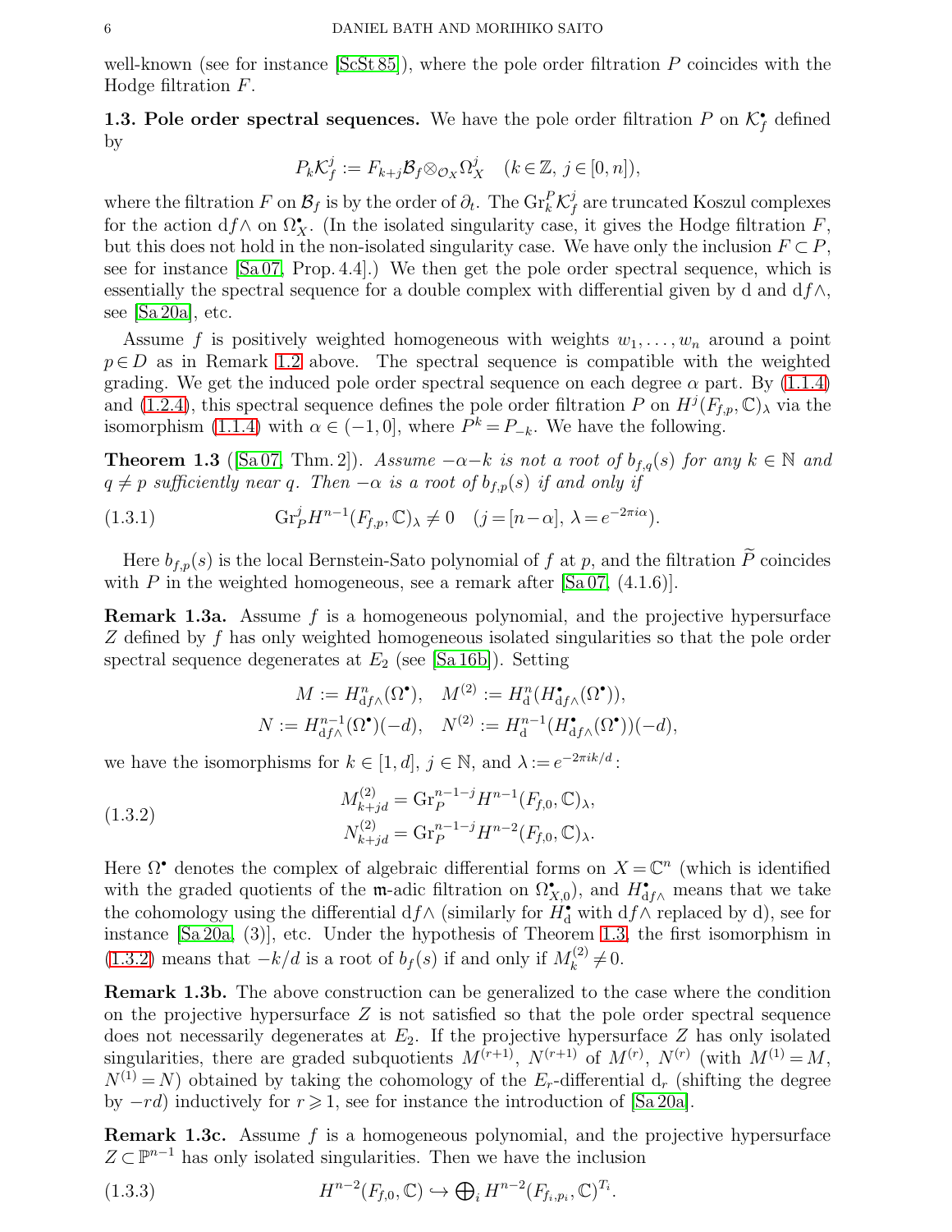well-known (see for instance [ScSt 85]), where the pole order filtration $P$ coincides with the Hodge filtration $F$.

**1.3. Pole order spectral sequences.** We have the pole order filtration $P$ on $\mathcal{K}_f^\bullet$ defined by

$$P_k\mathcal{K}_f^j := F_{k+j}\mathcal{B}_f\otimes_{\mathcal{O}_X}\Omega_X^j \quad (k\in\mathbb{Z},\ j\in[0,n]),$$

where the filtration $F$ on $\mathcal{B}_f$ is by the order of $\partial_t$. The $\mathrm{Gr}_k^P\mathcal{K}_f^j$ are truncated Koszul complexes for the action $\mathrm{d}f\wedge$ on $\Omega_X^\bullet$. (In the isolated singularity case, it gives the Hodge filtration $F$, but this does not hold in the non-isolated singularity case. We have only the inclusion $F\subset P$, see for instance [Sa 07, Prop. 4.4].) We then get the pole order spectral sequence, which is essentially the spectral sequence for a double complex with differential given by d and $\mathrm{d}f\wedge$, see [Sa 20a], etc.

Assume $f$ is positively weighted homogeneous with weights $w_1,\dots,w_n$ around a point $p\in D$ as in Remark 1.2 above. The spectral sequence is compatible with the weighted grading. We get the induced pole order spectral sequence on each degree $\alpha$ part. By (1.1.4) and (1.2.4), this spectral sequence defines the pole order filtration $P$ on $H^j(F_{f,p},\mathbb{C})_\lambda$ via the isomorphism (1.1.4) with $\alpha\in(-1,0]$, where $P^k=P_{-k}$. We have the following.

**Theorem 1.3** ([Sa 07, Thm. 2]). *Assume $-\alpha-k$ is not a root of $b_{f,q}(s)$ for any $k\in\mathbb{N}$ and $q\neq p$ sufficiently near $q$. Then $-\alpha$ is a root of $b_{f,p}(s)$ if and only if*

$$\mathrm{Gr}_P^jH^{n-1}(F_{f,p},\mathbb{C})_\lambda\neq 0 \quad (j=[n-\alpha],\ \lambda=e^{-2\pi i\alpha}). \tag{1.3.1}$$

Here $b_{f,p}(s)$ is the local Bernstein-Sato polynomial of $f$ at $p$, and the filtration $\widetilde{P}$ coincides with $P$ in the weighted homogeneous, see a remark after [Sa 07, (4.1.6)].

**Remark 1.3a.** Assume $f$ is a homogeneous polynomial, and the projective hypersurface $Z$ defined by $f$ has only weighted homogeneous isolated singularities so that the pole order spectral sequence degenerates at $E_2$ (see [Sa 16b]). Setting

$$M:=H^n_{\mathrm{d}f\wedge}(\Omega^\bullet),\quad M^{(2)}:=H^n_{\mathrm{d}}(H^\bullet_{\mathrm{d}f\wedge}(\Omega^\bullet)),$$
$$N:=H^{n-1}_{\mathrm{d}f\wedge}(\Omega^\bullet)(-d),\quad N^{(2)}:=H^{n-1}_{\mathrm{d}}(H^\bullet_{\mathrm{d}f\wedge}(\Omega^\bullet))(-d),$$

we have the isomorphisms for $k\in[1,d]$, $j\in\mathbb{N}$, and $\lambda:=e^{-2\pi ik/d}$:

$$\begin{aligned} M^{(2)}_{k+jd}&=\mathrm{Gr}_P^{n-1-j}H^{n-1}(F_{f,0},\mathbb{C})_\lambda,\\ N^{(2)}_{k+jd}&=\mathrm{Gr}_P^{n-1-j}H^{n-2}(F_{f,0},\mathbb{C})_\lambda.\end{aligned} \tag{1.3.2}$$

Here $\Omega^\bullet$ denotes the complex of algebraic differential forms on $X=\mathbb{C}^n$ (which is identified with the graded quotients of the $\mathfrak{m}$-adic filtration on $\Omega^\bullet_{X,0}$), and $H^\bullet_{\mathrm{d}f\wedge}$ means that we take the cohomology using the differential $\mathrm{d}f\wedge$ (similarly for $H^\bullet_{\mathrm{d}}$ with $\mathrm{d}f\wedge$ replaced by d), see for instance [Sa 20a, (3)], etc. Under the hypothesis of Theorem 1.3, the first isomorphism in (1.3.2) means that $-k/d$ is a root of $b_f(s)$ if and only if $M^{(2)}_k\neq 0$.

**Remark 1.3b.** The above construction can be generalized to the case where the condition on the projective hypersurface $Z$ is not satisfied so that the pole order spectral sequence does not necessarily degenerates at $E_2$. If the projective hypersurface $Z$ has only isolated singularities, there are graded subquotients $M^{(r+1)}$, $N^{(r+1)}$ of $M^{(r)}$, $N^{(r)}$ (with $M^{(1)}=M$, $N^{(1)}=N$) obtained by taking the cohomology of the $E_r$-differential $\mathrm{d}_r$ (shifting the degree by $-rd$) inductively for $r\geqslant 1$, see for instance the introduction of [Sa 20a].

**Remark 1.3c.** Assume $f$ is a homogeneous polynomial, and the projective hypersurface $Z\subset\mathbb{P}^{n-1}$ has only isolated singularities. Then we have the inclusion

$$H^{n-2}(F_{f,0},\mathbb{C})\hookrightarrow \textstyle\bigoplus_i H^{n-2}(F_{f_i,p_i},\mathbb{C})^{T_i}. \tag{1.3.3}$$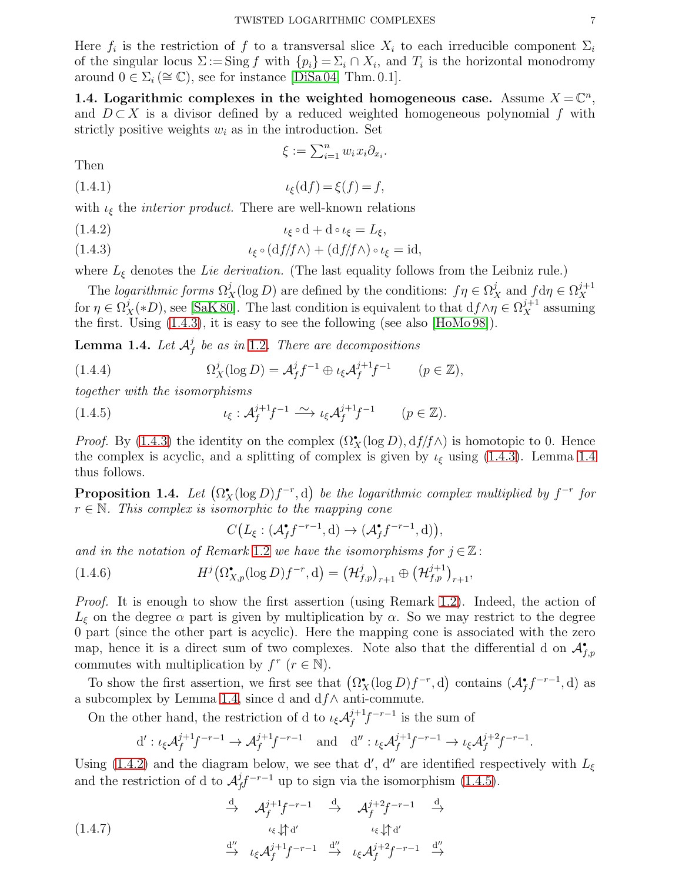Here $f_i$ is the restriction of $f$ to a transversal slice $X_i$ to each irreducible component $\Sigma_i$ of the singular locus $\Sigma := \mathrm{Sing}\, f$ with $\{p_i\} = \Sigma_i \cap X_i$, and $T_i$ is the horizontal monodromy around $0 \in \Sigma_i\, (\cong \mathbb{C})$, see for instance [DiSa 04, Thm. 0.1].

**1.4. Logarithmic complexes in the weighted homogeneous case.** Assume $X = \mathbb{C}^n$, and $D \subset X$ is a divisor defined by a reduced weighted homogeneous polynomial $f$ with strictly positive weights $w_i$ as in the introduction. Set

$$\xi := \textstyle\sum_{i=1}^n w_i x_i \partial_{x_i}.$$

Then

$$\iota_\xi(\mathrm{d}f) = \xi(f) = f, \tag{1.4.1}$$

with $\iota_\xi$ the *interior product.* There are well-known relations

$$\iota_\xi \circ \mathrm{d} + \mathrm{d} \circ \iota_\xi = L_\xi, \tag{1.4.2}$$

$$\iota_\xi \circ (\mathrm{d}f/f\wedge) + (\mathrm{d}f/f\wedge) \circ \iota_\xi = \mathrm{id}, \tag{1.4.3}$$

where $L_\xi$ denotes the *Lie derivation.* (The last equality follows from the Leibniz rule.)

The *logarithmic forms* $\Omega_X^j(\log D)$ are defined by the conditions: $f\eta \in \Omega_X^j$ and $f\mathrm{d}\eta \in \Omega_X^{j+1}$ for $\eta \in \Omega_X^j(*D)$, see [SaK 80]. The last condition is equivalent to that $\mathrm{d}f \wedge \eta \in \Omega_X^{j+1}$ assuming the first. Using (1.4.3), it is easy to see the following (see also [HoMo 98]).

**Lemma 1.4.** *Let $\mathcal{A}_f^j$ be as in 1.2. There are decompositions*

$$\Omega_X^j(\log D) = \mathcal{A}_f^j f^{-1} \oplus \iota_\xi \mathcal{A}_f^{j+1} f^{-1} \qquad (p \in \mathbb{Z}), \tag{1.4.4}$$

*together with the isomorphisms*

$$\iota_\xi : \mathcal{A}_f^{j+1} f^{-1} \xrightarrow{\sim} \iota_\xi \mathcal{A}_f^{j+1} f^{-1} \qquad (p \in \mathbb{Z}). \tag{1.4.5}$$

*Proof.* By (1.4.3) the identity on the complex $(\Omega_X^\bullet(\log D), \mathrm{d}f/f\wedge)$ is homotopic to 0. Hence the complex is acyclic, and a splitting of complex is given by $\iota_\xi$ using (1.4.3). Lemma 1.4 thus follows.

**Proposition 1.4.** *Let $\big(\Omega_X^\bullet(\log D) f^{-r}, \mathrm{d}\big)$ be the logarithmic complex multiplied by $f^{-r}$ for $r \in \mathbb{N}$. This complex is isomorphic to the mapping cone*

$$C\big(L_\xi : (\mathcal{A}_f^\bullet f^{-r-1}, \mathrm{d}) \to (\mathcal{A}_f^\bullet f^{-r-1}, \mathrm{d})\big),$$

*and in the notation of Remark 1.2 we have the isomorphisms for $j \in \mathbb{Z}$:*

$$H^j\big(\Omega_{X,p}^\bullet(\log D) f^{-r}, \mathrm{d}\big) = \big(\mathcal{H}_{f,p}^j\big)_{r+1} \oplus \big(\mathcal{H}_{f,p}^{j+1}\big)_{r+1}, \tag{1.4.6}$$

*Proof.* It is enough to show the first assertion (using Remark 1.2). Indeed, the action of $L_\xi$ on the degree $\alpha$ part is given by multiplication by $\alpha$. So we may restrict to the degree 0 part (since the other part is acyclic). Here the mapping cone is associated with the zero map, hence it is a direct sum of two complexes. Note also that the differential d on $\mathcal{A}_{f,p}^\bullet$ commutes with multiplication by $f^r$ ($r \in \mathbb{N}$).

To show the first assertion, we first see that $\big(\Omega_X^\bullet(\log D) f^{-r}, \mathrm{d}\big)$ contains $(\mathcal{A}_f^\bullet f^{-r-1}, \mathrm{d})$ as a subcomplex by Lemma 1.4, since d and $\mathrm{d}f\wedge$ anti-commute.

On the other hand, the restriction of d to $\iota_\xi \mathcal{A}_f^{j+1} f^{-r-1}$ is the sum of

$$\mathrm{d}' : \iota_\xi \mathcal{A}_f^{j+1} f^{-r-1} \to \mathcal{A}_f^{j+1} f^{-r-1} \quad \text{and} \quad \mathrm{d}'' : \iota_\xi \mathcal{A}_f^{j+1} f^{-r-1} \to \iota_\xi \mathcal{A}_f^{j+2} f^{-r-1}.$$

Using (1.4.2) and the diagram below, we see that $\mathrm{d}'$, $\mathrm{d}''$ are identified respectively with $L_\xi$ and the restriction of d to $\mathcal{A}_f^j f^{-r-1}$ up to sign via the isomorphism (1.4.5).

$$\begin{array}{ccccccc}
\xrightarrow{\mathrm{d}} & \mathcal{A}_f^{j+1} f^{-r-1} & \xrightarrow{\mathrm{d}} & \mathcal{A}_f^{j+2} f^{-r-1} & \xrightarrow{\mathrm{d}} \\
& {\scriptstyle \iota_\xi}\downarrow\uparrow{\scriptstyle \mathrm{d}'} & & {\scriptstyle \iota_\xi}\downarrow\uparrow{\scriptstyle \mathrm{d}'} & \\
\xrightarrow{\mathrm{d}''} & \iota_\xi \mathcal{A}_f^{j+1} f^{-r-1} & \xrightarrow{\mathrm{d}''} & \iota_\xi \mathcal{A}_f^{j+2} f^{-r-1} & \xrightarrow{\mathrm{d}''}
\end{array} \tag{1.4.7}$$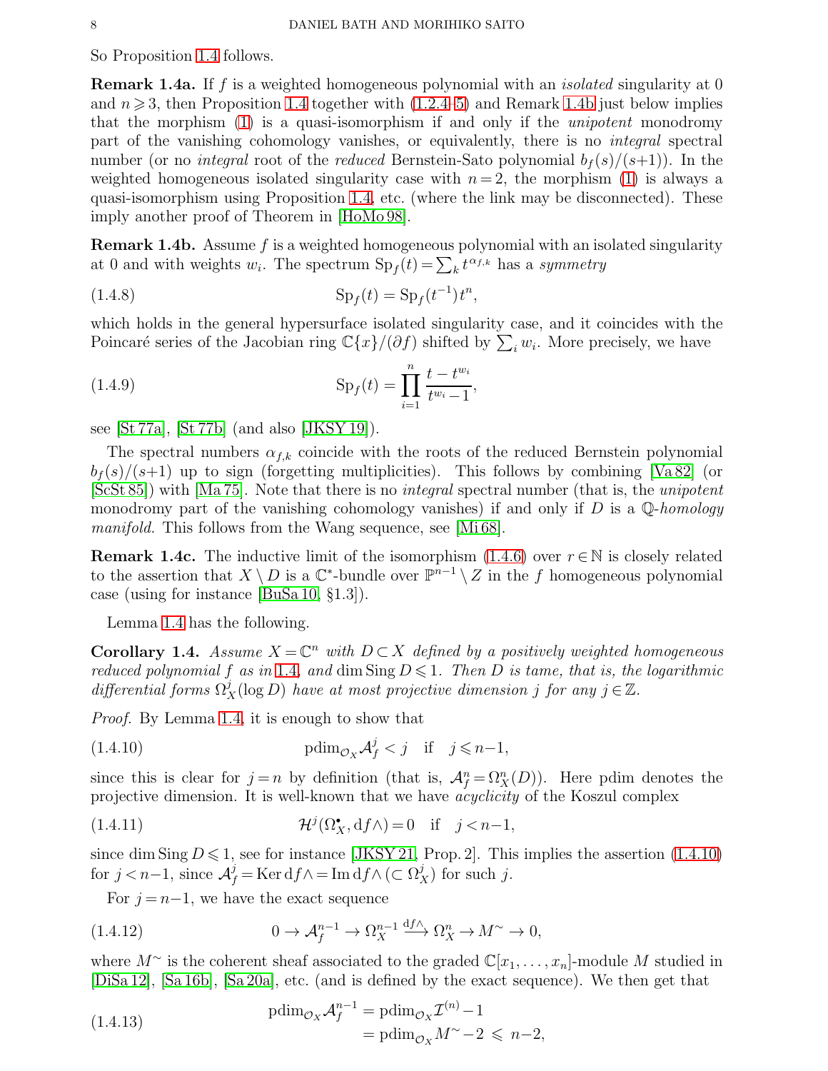So Proposition 1.4 follows.

**Remark 1.4a.** If $f$ is a weighted homogeneous polynomial with an *isolated* singularity at 0 and $n \geqslant 3$, then Proposition 1.4 together with (1.2.4–5) and Remark 1.4b just below implies that the morphism (1) is a quasi-isomorphism if and only if the *unipotent* monodromy part of the vanishing cohomology vanishes, or equivalently, there is no *integral* spectral number (or no *integral* root of the *reduced* Bernstein-Sato polynomial $b_f(s)/(s{+}1)$). In the weighted homogeneous isolated singularity case with $n=2$, the morphism (1) is always a quasi-isomorphism using Proposition 1.4, etc. (where the link may be disconnected). These imply another proof of Theorem in [HoMo 98].

**Remark 1.4b.** Assume $f$ is a weighted homogeneous polynomial with an isolated singularity at 0 and with weights $w_i$. The spectrum $\mathrm{Sp}_f(t) = \sum_k t^{\alpha_{f,k}}$ has a *symmetry*

$$\mathrm{Sp}_f(t) = \mathrm{Sp}_f(t^{-1})\, t^n, \tag{1.4.8}$$

which holds in the general hypersurface isolated singularity case, and it coincides with the Poincaré series of the Jacobian ring $\mathbb{C}\{x\}/(\partial f)$ shifted by $\sum_i w_i$. More precisely, we have

$$\mathrm{Sp}_f(t) = \prod_{i=1}^{n} \frac{t - t^{w_i}}{t^{w_i} - 1}, \tag{1.4.9}$$

see [St 77a], [St 77b] (and also [JKSY 19]).

The spectral numbers $\alpha_{f,k}$ coincide with the roots of the reduced Bernstein polynomial $b_f(s)/(s{+}1)$ up to sign (forgetting multiplicities). This follows by combining [Va 82] (or [ScSt 85]) with [Ma 75]. Note that there is no *integral* spectral number (that is, the *unipotent* monodromy part of the vanishing cohomology vanishes) if and only if $D$ is a $\mathbb{Q}$-*homology manifold.* This follows from the Wang sequence, see [Mi 68].

**Remark 1.4c.** The inductive limit of the isomorphism (1.4.6) over $r \in \mathbb{N}$ is closely related to the assertion that $X \setminus D$ is a $\mathbb{C}^*$-bundle over $\mathbb{P}^{n-1} \setminus Z$ in the $f$ homogeneous polynomial case (using for instance [BuSa 10, §1.3]).

Lemma 1.4 has the following.

**Corollary 1.4.** *Assume $X = \mathbb{C}^n$ with $D \subset X$ defined by a positively weighted homogeneous reduced polynomial $f$ as in 1.4, and $\dim \mathrm{Sing}\, D \leqslant 1$. Then $D$ is tame, that is, the logarithmic differential forms $\Omega_X^j(\log D)$ have at most projective dimension $j$ for any $j \in \mathbb{Z}$.*

*Proof.* By Lemma 1.4, it is enough to show that

$$\mathrm{pdim}_{\mathcal{O}_X} \mathcal{A}_f^j < j \quad \text{if} \quad j \leqslant n{-}1, \tag{1.4.10}$$

since this is clear for $j = n$ by definition (that is, $\mathcal{A}_f^n = \Omega_X^n(D)$). Here pdim denotes the projective dimension. It is well-known that we have *acyclicity* of the Koszul complex

$$\mathcal{H}^j(\Omega_X^{\bullet}, \mathrm{d}f\wedge) = 0 \quad \text{if} \quad j < n{-}1, \tag{1.4.11}$$

since $\dim \mathrm{Sing}\, D \leqslant 1$, see for instance [JKSY 21, Prop. 2]. This implies the assertion (1.4.10) for $j < n{-}1$, since $\mathcal{A}_f^j = \mathrm{Ker}\, \mathrm{d}f\wedge = \mathrm{Im}\, \mathrm{d}f\wedge\, (\subset \Omega_X^j)$ for such $j$.

For $j = n{-}1$, we have the exact sequence

$$0 \to \mathcal{A}_f^{n-1} \to \Omega_X^{n-1} \xrightarrow{\mathrm{d}f\wedge} \Omega_X^n \to M^{\sim} \to 0, \tag{1.4.12}$$

where $M^{\sim}$ is the coherent sheaf associated to the graded $\mathbb{C}[x_1, \dots, x_n]$-module $M$ studied in [DiSa 12], [Sa 16b], [Sa 20a], etc. (and is defined by the exact sequence). We then get that

$$\begin{aligned} \mathrm{pdim}_{\mathcal{O}_X} \mathcal{A}_f^{n-1} &= \mathrm{pdim}_{\mathcal{O}_X} \mathcal{I}^{(n)} - 1 \\ &= \mathrm{pdim}_{\mathcal{O}_X} M^{\sim} - 2 \;\leqslant\; n{-}2, \end{aligned} \tag{1.4.13}$$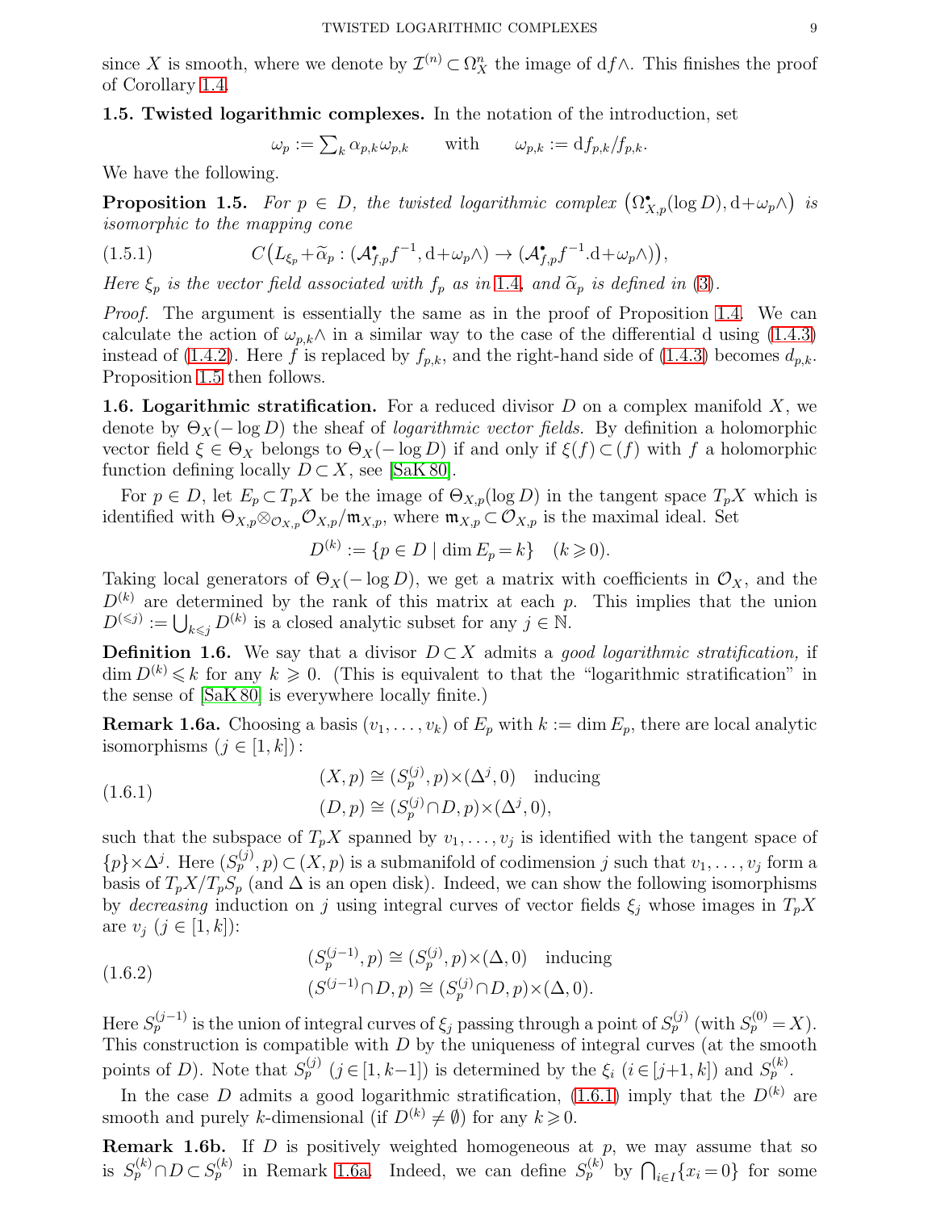since $X$ is smooth, where we denote by $\mathcal{I}^{(n)} \subset \Omega_X^n$ the image of $\mathrm{d}f\wedge$. This finishes the proof of Corollary 1.4.

**1.5. Twisted logarithmic complexes.** In the notation of the introduction, set

$$\omega_p := \textstyle\sum_k \alpha_{p,k}\omega_{p,k} \qquad \text{with} \qquad \omega_{p,k} := \mathrm{d}f_{p,k}/f_{p,k}.$$

We have the following.

**Proposition 1.5.** *For $p \in D$, the twisted logarithmic complex $\big(\Omega_{X,p}^\bullet(\log D), \mathrm{d}+\omega_p\wedge\big)$ is isomorphic to the mapping cone*

$$C\big(L_{\xi_p} + \widetilde{\alpha}_p : (\mathcal{A}_{f,p}^\bullet f^{-1}, \mathrm{d}+\omega_p\wedge) \to (\mathcal{A}_{f,p}^\bullet f^{-1}.\mathrm{d}+\omega_p\wedge)\big), \tag{1.5.1}$$

*Here $\xi_p$ is the vector field associated with $f_p$ as in 1.4, and $\widetilde{\alpha}_p$ is defined in (3).*

*Proof.* The argument is essentially the same as in the proof of Proposition 1.4. We can calculate the action of $\omega_{p,k}\wedge$ in a similar way to the case of the differential d using (1.4.3) instead of (1.4.2). Here $f$ is replaced by $f_{p,k}$, and the right-hand side of (1.4.3) becomes $d_{p,k}$. Proposition 1.5 then follows.

**1.6. Logarithmic stratification.** For a reduced divisor $D$ on a complex manifold $X$, we denote by $\Theta_X(-\log D)$ the sheaf of *logarithmic vector fields.* By definition a holomorphic vector field $\xi \in \Theta_X$ belongs to $\Theta_X(-\log D)$ if and only if $\xi(f) \subset (f)$ with $f$ a holomorphic function defining locally $D \subset X$, see [SaK 80].

For $p \in D$, let $E_p \subset T_pX$ be the image of $\Theta_{X,p}(\log D)$ in the tangent space $T_pX$ which is identified with $\Theta_{X,p} \otimes_{\mathcal{O}_{X,p}} \mathcal{O}_{X,p}/\mathfrak{m}_{X,p}$, where $\mathfrak{m}_{X,p} \subset \mathcal{O}_{X,p}$ is the maximal ideal. Set

$$D^{(k)} := \{p \in D \mid \dim E_p = k\} \quad (k \geqslant 0).$$

Taking local generators of $\Theta_X(-\log D)$, we get a matrix with coefficients in $\mathcal{O}_X$, and the $D^{(k)}$ are determined by the rank of this matrix at each $p$. This implies that the union $D^{(\leqslant j)} := \bigcup_{k \leqslant j} D^{(k)}$ is a closed analytic subset for any $j \in \mathbb{N}$.

**Definition 1.6.** We say that a divisor $D \subset X$ admits a *good logarithmic stratification,* if $\dim D^{(k)} \leqslant k$ for any $k \geqslant 0$. (This is equivalent to that the "logarithmic stratification" in the sense of [SaK 80] is everywhere locally finite.)

**Remark 1.6a.** Choosing a basis $(v_1, \dots, v_k)$ of $E_p$ with $k := \dim E_p$, there are local analytic isomorphisms ($j \in [1,k]$):

$$\begin{aligned} &(X,p) \cong (S_p^{(j)}, p) \times (\Delta^j, 0) \quad \text{inducing} \\ &(D,p) \cong (S_p^{(j)} \cap D, p) \times (\Delta^j, 0), \end{aligned} \tag{1.6.1}$$

such that the subspace of $T_pX$ spanned by $v_1, \dots, v_j$ is identified with the tangent space of $\{p\} \times \Delta^j$. Here $(S_p^{(j)}, p) \subset (X,p)$ is a submanifold of codimension $j$ such that $v_1, \dots, v_j$ form a basis of $T_pX/T_pS_p$ (and $\Delta$ is an open disk). Indeed, we can show the following isomorphisms by *decreasing* induction on $j$ using integral curves of vector fields $\xi_j$ whose images in $T_pX$ are $v_j$ ($j \in [1,k]$):

$$\begin{aligned} &(S_p^{(j-1)}, p) \cong (S_p^{(j)}, p) \times (\Delta, 0) \quad \text{inducing} \\ &(S^{(j-1)} \cap D, p) \cong (S_p^{(j)} \cap D, p) \times (\Delta, 0). \end{aligned} \tag{1.6.2}$$

Here $S_p^{(j-1)}$ is the union of integral curves of $\xi_j$ passing through a point of $S_p^{(j)}$ (with $S_p^{(0)} = X$). This construction is compatible with $D$ by the uniqueness of integral curves (at the smooth points of $D$). Note that $S_p^{(j)}$ ($j \in [1, k-1]$) is determined by the $\xi_i$ ($i \in [j+1, k]$) and $S_p^{(k)}$.

In the case $D$ admits a good logarithmic stratification, (1.6.1) imply that the $D^{(k)}$ are smooth and purely $k$-dimensional (if $D^{(k)} \neq \emptyset$) for any $k \geqslant 0$.

**Remark 1.6b.** If $D$ is positively weighted homogeneous at $p$, we may assume that so is $S_p^{(k)} \cap D \subset S_p^{(k)}$ in Remark 1.6a. Indeed, we can define $S_p^{(k)}$ by $\bigcap_{i \in I}\{x_i = 0\}$ for some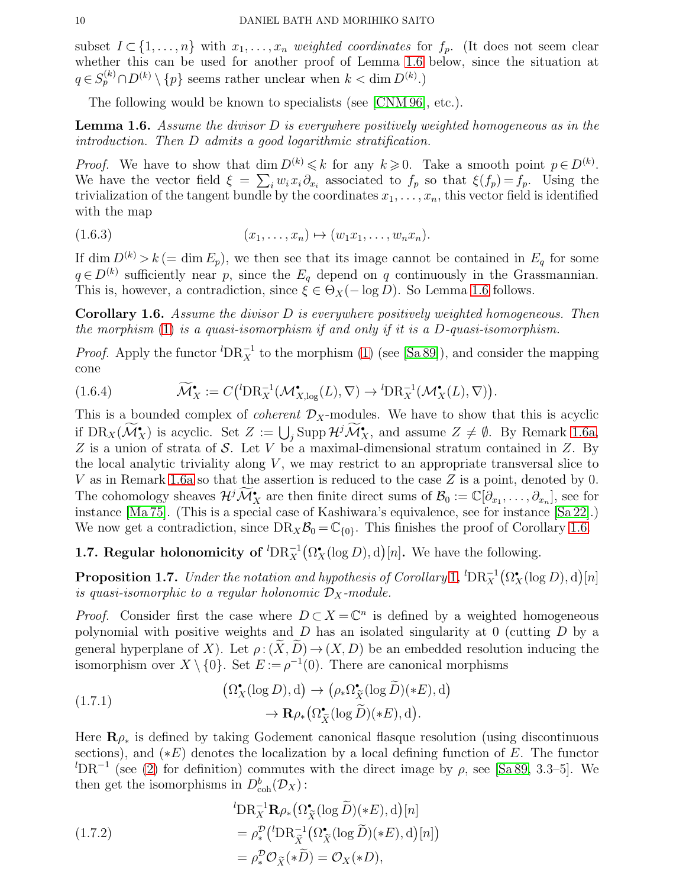subset $I\subset\{1,\dots,n\}$ with $x_1,\dots,x_n$ *weighted coordinates* for $f_p$. (It does not seem clear whether this can be used for another proof of Lemma 1.6 below, since the situation at $q\in S_p^{(k)}\cap D^{(k)}\setminus\{p\}$ seems rather unclear when $k<\dim D^{(k)}$.)

The following would be known to specialists (see [CNM 96], etc.).

**Lemma 1.6.** *Assume the divisor $D$ is everywhere positively weighted homogeneous as in the introduction. Then $D$ admits a good logarithmic stratification.*

*Proof.* We have to show that $\dim D^{(k)}\leqslant k$ for any $k\geqslant 0$. Take a smooth point $p\in D^{(k)}$. We have the vector field $\xi=\sum_i w_ix_i\partial_{x_i}$ associated to $f_p$ so that $\xi(f_p)=f_p$. Using the trivialization of the tangent bundle by the coordinates $x_1,\dots,x_n$, this vector field is identified with the map

$$(x_1,\dots,x_n)\mapsto(w_1x_1,\dots,w_nx_n). \tag{1.6.3}$$

If $\dim D^{(k)}>k\,(=\dim E_p)$, we then see that its image cannot be contained in $E_q$ for some $q\in D^{(k)}$ sufficiently near $p$, since the $E_q$ depend on $q$ continuously in the Grassmannian. This is, however, a contradiction, since $\xi\in\Theta_X(-\log D)$. So Lemma 1.6 follows.

**Corollary 1.6.** *Assume the divisor $D$ is everywhere positively weighted homogeneous. Then the morphism* (1) *is a quasi-isomorphism if and only if it is a $D$-quasi-isomorphism.*

*Proof.* Apply the functor ${}^l\mathrm{DR}_X^{-1}$ to the morphism (1) (see [Sa 89]), and consider the mapping cone

$$\widetilde{\mathcal{M}}_X^{\bullet}:=C\big({}^l\mathrm{DR}_X^{-1}(\mathcal{M}_{X,\log}^{\bullet}(L),\nabla)\to{}^l\mathrm{DR}_X^{-1}(\mathcal{M}_X^{\bullet}(L),\nabla)\big). \tag{1.6.4}$$

This is a bounded complex of *coherent* $\mathcal{D}_X$-modules. We have to show that this is acyclic if $\mathrm{DR}_X(\widetilde{\mathcal{M}}_X^{\bullet})$ is acyclic. Set $Z:=\bigcup_j\mathrm{Supp}\,\mathcal{H}^j\widetilde{\mathcal{M}}_X^{\bullet}$, and assume $Z\neq\emptyset$. By Remark 1.6a, $Z$ is a union of strata of $\mathcal{S}$. Let $V$ be a maximal-dimensional stratum contained in $Z$. By the local analytic triviality along $V$, we may restrict to an appropriate transversal slice to $V$ as in Remark 1.6a so that the assertion is reduced to the case $Z$ is a point, denoted by 0. The cohomology sheaves $\mathcal{H}^j\widetilde{\mathcal{M}}_X^{\bullet}$ are then finite direct sums of $\mathcal{B}_0:=\mathbb{C}[\partial_{x_1},\dots,\partial_{x_n}]$, see for instance [Ma 75]. (This is a special case of Kashiwara's equivalence, see for instance [Sa 22].) We now get a contradiction, since $\mathrm{DR}_X\mathcal{B}_0=\mathbb{C}_{\{0\}}$. This finishes the proof of Corollary 1.6.

**1.7. Regular holonomicity of ${}^l\mathrm{DR}_X^{-1}\big(\Omega_X^{\bullet}(\log D),\mathrm{d}\big)[n]$.** We have the following.

**Proposition 1.7.** *Under the notation and hypothesis of Corollary* 1, ${}^l\mathrm{DR}_X^{-1}\big(\Omega_X^{\bullet}(\log D),\mathrm{d}\big)[n]$ *is quasi-isomorphic to a regular holonomic $\mathcal{D}_X$-module.*

*Proof.* Consider first the case where $D\subset X=\mathbb{C}^n$ is defined by a weighted homogeneous polynomial with positive weights and $D$ has an isolated singularity at 0 (cutting $D$ by a general hyperplane of $X$). Let $\rho:(\widetilde{X},\widetilde{D})\to(X,D)$ be an embedded resolution inducing the isomorphism over $X\setminus\{0\}$. Set $E:=\rho^{-1}(0)$. There are canonical morphisms

$$\begin{aligned}\big(\Omega_X^{\bullet}(\log D),\mathrm{d}\big)&\to\big(\rho_*\Omega_{\widetilde{X}}^{\bullet}(\log\widetilde{D})(*E),\mathrm{d}\big)\\&\to\mathbf{R}\rho_*\big(\Omega_{\widetilde{X}}^{\bullet}(\log\widetilde{D})(*E),\mathrm{d}\big).\end{aligned} \tag{1.7.1}$$

Here $\mathbf{R}\rho_*$ is defined by taking Godement canonical flasque resolution (using discontinuous sections), and $(*E)$ denotes the localization by a local defining function of $E$. The functor ${}^l\mathrm{DR}^{-1}$ (see (2) for definition) commutes with the direct image by $\rho$, see [Sa 89, 3.3–5]. We then get the isomorphisms in $D_{\mathrm{coh}}^b(\mathcal{D}_X)$:

$$\begin{aligned}&{}^l\mathrm{DR}_X^{-1}\mathbf{R}\rho_*\big(\Omega_{\widetilde{X}}^{\bullet}(\log\widetilde{D})(*E),\mathrm{d}\big)[n]\\&=\rho_*^{\mathcal{D}}\big({}^l\mathrm{DR}_{\widetilde{X}}^{-1}\big(\Omega_{\widetilde{X}}^{\bullet}(\log\widetilde{D})(*E),\mathrm{d}\big)[n]\big)\\&=\rho_*^{\mathcal{D}}\mathcal{O}_{\widetilde{X}}(*\widetilde{D})=\mathcal{O}_X(*D),\end{aligned} \tag{1.7.2}$$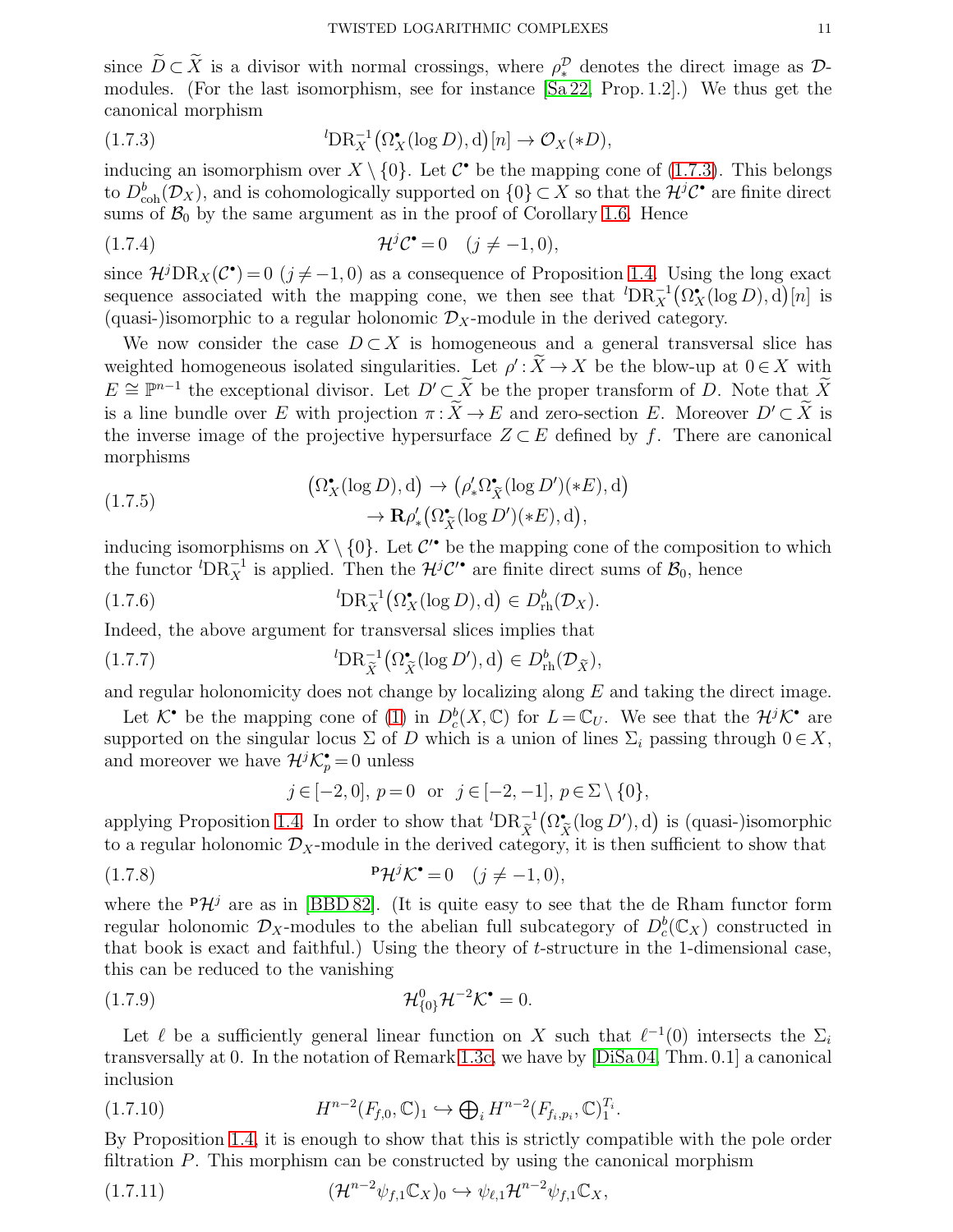since $\widetilde{D}\subset\widetilde{X}$ is a divisor with normal crossings, where $\rho_*^{\mathcal{D}}$ denotes the direct image as $\mathcal{D}$-modules. (For the last isomorphism, see for instance [Sa 22, Prop. 1.2].) We thus get the canonical morphism

$$
{}^l\mathrm{DR}_X^{-1}\bigl(\Omega_X^\bullet(\log D),\mathrm{d}\bigr)[n]\to\mathcal{O}_X(*D), \tag{1.7.3}
$$

inducing an isomorphism over $X\setminus\{0\}$. Let $\mathcal{C}^\bullet$ be the mapping cone of (1.7.3). This belongs to $D^b_{\mathrm{coh}}(\mathcal{D}_X)$, and is cohomologically supported on $\{0\}\subset X$ so that the $\mathcal{H}^j\mathcal{C}^\bullet$ are finite direct sums of $\mathcal{B}_0$ by the same argument as in the proof of Corollary 1.6. Hence

$$
\mathcal{H}^j\mathcal{C}^\bullet=0\quad(j\ne-1,0), \tag{1.7.4}
$$

since $\mathcal{H}^j\mathrm{DR}_X(\mathcal{C}^\bullet)=0$ $(j\ne-1,0)$ as a consequence of Proposition 1.4. Using the long exact sequence associated with the mapping cone, we then see that ${}^l\mathrm{DR}_X^{-1}\bigl(\Omega_X^\bullet(\log D),\mathrm{d}\bigr)[n]$ is (quasi-)isomorphic to a regular holonomic $\mathcal{D}_X$-module in the derived category.

We now consider the case $D\subset X$ is homogeneous and a general transversal slice has weighted homogeneous isolated singularities. Let $\rho':\widetilde{X}\to X$ be the blow-up at $0\in X$ with $E\cong\mathbb{P}^{n-1}$ the exceptional divisor. Let $D'\subset\widetilde{X}$ be the proper transform of $D$. Note that $\widetilde{X}$ is a line bundle over $E$ with projection $\pi:\widetilde{X}\to E$ and zero-section $E$. Moreover $D'\subset\widetilde{X}$ is the inverse image of the projective hypersurface $Z\subset E$ defined by $f$. There are canonical morphisms

$$
\begin{aligned}
\bigl(\Omega_X^\bullet(\log D),\mathrm{d}\bigr)&\to\bigl(\rho'_*\Omega_{\widetilde{X}}^\bullet(\log D')(*E),\mathrm{d}\bigr)\\
&\to\mathbf{R}\rho'_*\bigl(\Omega_{\widetilde{X}}^\bullet(\log D')(*E),\mathrm{d}\bigr),
\end{aligned} \tag{1.7.5}
$$

inducing isomorphisms on $X\setminus\{0\}$. Let $\mathcal{C}'^\bullet$ be the mapping cone of the composition to which the functor ${}^l\mathrm{DR}_X^{-1}$ is applied. Then the $\mathcal{H}^j\mathcal{C}'^\bullet$ are finite direct sums of $\mathcal{B}_0$, hence

$$
{}^l\mathrm{DR}_X^{-1}\bigl(\Omega_X^\bullet(\log D),\mathrm{d}\bigr)\in D^b_{\mathrm{rh}}(\mathcal{D}_X). \tag{1.7.6}
$$

Indeed, the above argument for transversal slices implies that

$$
{}^l\mathrm{DR}_{\widetilde{X}}^{-1}\bigl(\Omega_{\widetilde{X}}^\bullet(\log D'),\mathrm{d}\bigr)\in D^b_{\mathrm{rh}}(\mathcal{D}_{\widetilde{X}}), \tag{1.7.7}
$$

and regular holonomicity does not change by localizing along $E$ and taking the direct image.

Let $\mathcal{K}^\bullet$ be the mapping cone of (1) in $D^b_c(X,\mathbb{C})$ for $L=\mathbb{C}_U$. We see that the $\mathcal{H}^j\mathcal{K}^\bullet$ are supported on the singular locus $\Sigma$ of $D$ which is a union of lines $\Sigma_i$ passing through $0\in X$, and moreover we have $\mathcal{H}^j\mathcal{K}^\bullet_p=0$ unless

$$
j\in[-2,0],\ p=0\quad\text{or}\quad j\in[-2,-1],\ p\in\Sigma\setminus\{0\},
$$

applying Proposition 1.4. In order to show that ${}^l\mathrm{DR}_{\widetilde{X}}^{-1}\bigl(\Omega_{\widetilde{X}}^\bullet(\log D'),\mathrm{d}\bigr)$ is (quasi-)isomorphic to a regular holonomic $\mathcal{D}_X$-module in the derived category, it is then sufficient to show that

$$
{}^{\mathbf{p}}\mathcal{H}^j\mathcal{K}^\bullet=0\quad(j\ne-1,0), \tag{1.7.8}
$$

where the ${}^{\mathbf{p}}\mathcal{H}^j$ are as in [BBD 82]. (It is quite easy to see that the de Rham functor form regular holonomic $\mathcal{D}_X$-modules to the abelian full subcategory of $D^b_c(\mathbb{C}_X)$ constructed in that book is exact and faithful.) Using the theory of $t$-structure in the 1-dimensional case, this can be reduced to the vanishing

$$
\mathcal{H}^0_{\{0\}}\mathcal{H}^{-2}\mathcal{K}^\bullet=0. \tag{1.7.9}
$$

Let $\ell$ be a sufficiently general linear function on $X$ such that $\ell^{-1}(0)$ intersects the $\Sigma_i$ transversally at 0. In the notation of Remark 1.3c, we have by [DiSa 04, Thm. 0.1] a canonical inclusion

$$
H^{n-2}(F_{f,0},\mathbb{C})_1\hookrightarrow\textstyle\bigoplus_i H^{n-2}(F_{f_i,p_i},\mathbb{C})_1^{T_i}. \tag{1.7.10}
$$

By Proposition 1.4, it is enough to show that this is strictly compatible with the pole order filtration $P$. This morphism can be constructed by using the canonical morphism

$$
(\mathcal{H}^{n-2}\psi_{f,1}\mathbb{C}_X)_0\hookrightarrow\psi_{\ell,1}\mathcal{H}^{n-2}\psi_{f,1}\mathbb{C}_X, \tag{1.7.11}
$$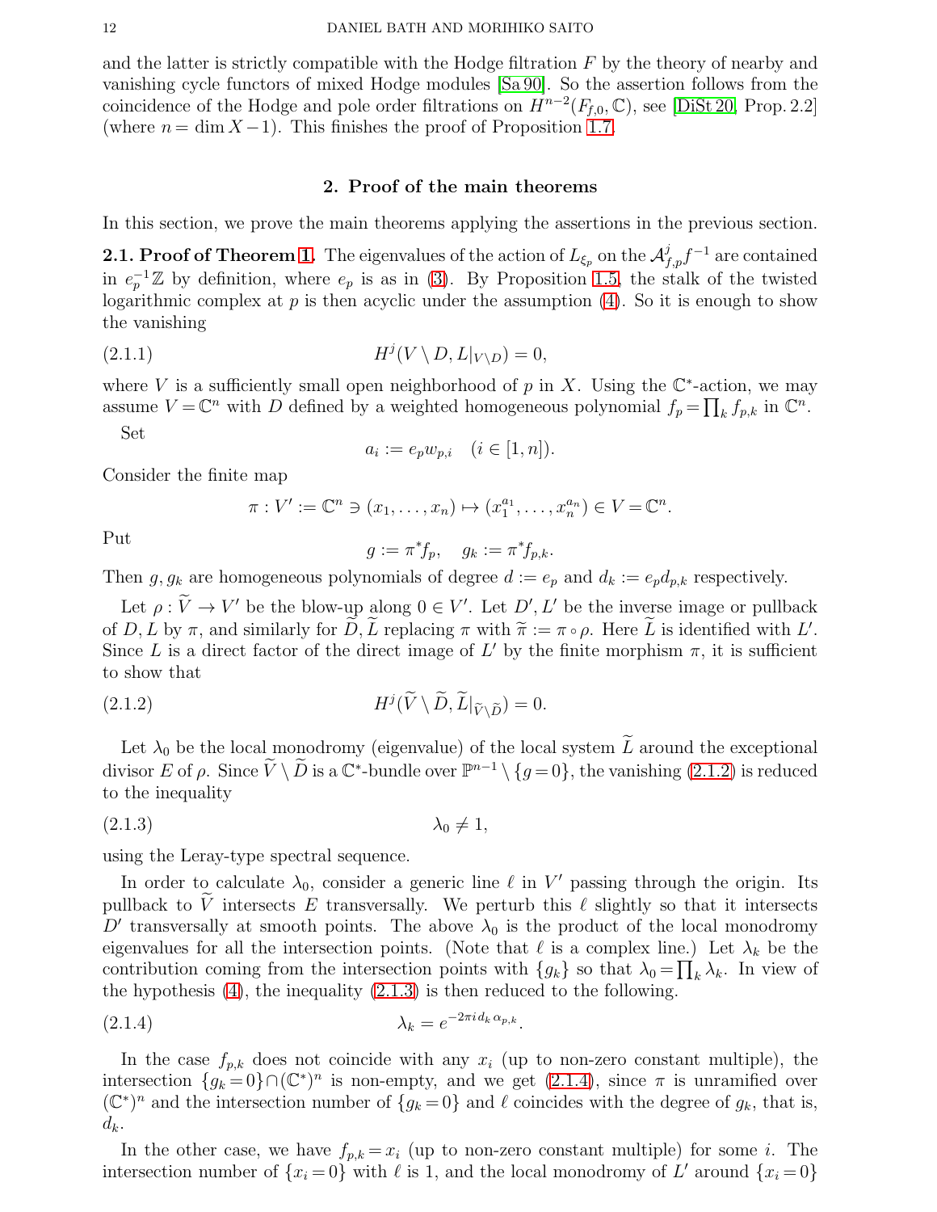and the latter is strictly compatible with the Hodge filtration $F$ by the theory of nearby and vanishing cycle functors of mixed Hodge modules [Sa 90]. So the assertion follows from the coincidence of the Hodge and pole order filtrations on $H^{n-2}(F_{f,0},\mathbb{C})$, see [DiSt 20, Prop. 2.2] (where $n=\dim X-1$). This finishes the proof of Proposition 1.7.

## 2. Proof of the main theorems

In this section, we prove the main theorems applying the assertions in the previous section.

**2.1. Proof of Theorem 1.** The eigenvalues of the action of $L_{\xi_p}$ on the $\mathcal{A}^j_{f,p}f^{-1}$ are contained in $e_p^{-1}\mathbb{Z}$ by definition, where $e_p$ is as in (3). By Proposition 1.5, the stalk of the twisted logarithmic complex at $p$ is then acyclic under the assumption (4). So it is enough to show the vanishing

$$H^j(V\setminus D, L|_{V\setminus D})=0, \tag{2.1.1}$$

where $V$ is a sufficiently small open neighborhood of $p$ in $X$. Using the $\mathbb{C}^*$-action, we may assume $V=\mathbb{C}^n$ with $D$ defined by a weighted homogeneous polynomial $f_p=\prod_k f_{p,k}$ in $\mathbb{C}^n$.

Set

$$a_i := e_p w_{p,i} \quad (i\in[1,n]).$$

Consider the finite map

$$\pi : V' := \mathbb{C}^n \ni (x_1,\dots,x_n)\mapsto (x_1^{a_1},\dots,x_n^{a_n})\in V=\mathbb{C}^n.$$

Put

$$g:=\pi^*f_p, \quad g_k:=\pi^*f_{p,k}.$$

Then $g, g_k$ are homogeneous polynomials of degree $d:=e_p$ and $d_k:=e_pd_{p,k}$ respectively.

Let $\rho:\widetilde{V}\to V'$ be the blow-up along $0\in V'$. Let $D',L'$ be the inverse image or pullback of $D,L$ by $\pi$, and similarly for $\widetilde{D},\widetilde{L}$ replacing $\pi$ with $\widetilde{\pi}:=\pi\circ\rho$. Here $\widetilde{L}$ is identified with $L'$. Since $L$ is a direct factor of the direct image of $L'$ by the finite morphism $\pi$, it is sufficient to show that

$$H^j(\widetilde{V}\setminus\widetilde{D}, \widetilde{L}|_{\widetilde{V}\setminus\widetilde{D}})=0. \tag{2.1.2}$$

Let $\lambda_0$ be the local monodromy (eigenvalue) of the local system $\widetilde{L}$ around the exceptional divisor $E$ of $\rho$. Since $\widetilde{V}\setminus\widetilde{D}$ is a $\mathbb{C}^*$-bundle over $\mathbb{P}^{n-1}\setminus\{g=0\}$, the vanishing (2.1.2) is reduced to the inequality

$$\lambda_0\ne 1, \tag{2.1.3}$$

using the Leray-type spectral sequence.

In order to calculate $\lambda_0$, consider a generic line $\ell$ in $V'$ passing through the origin. Its pullback to $\widetilde{V}$ intersects $E$ transversally. We perturb this $\ell$ slightly so that it intersects $D'$ transversally at smooth points. The above $\lambda_0$ is the product of the local monodromy eigenvalues for all the intersection points. (Note that $\ell$ is a complex line.) Let $\lambda_k$ be the contribution coming from the intersection points with $\{g_k\}$ so that $\lambda_0=\prod_k\lambda_k$. In view of the hypothesis (4), the inequality (2.1.3) is then reduced to the following.

$$\lambda_k=e^{-2\pi i d_k\alpha_{p,k}}. \tag{2.1.4}$$

In the case $f_{p,k}$ does not coincide with any $x_i$ (up to non-zero constant multiple), the intersection $\{g_k=0\}\cap(\mathbb{C}^*)^n$ is non-empty, and we get (2.1.4), since $\pi$ is unramified over $(\mathbb{C}^*)^n$ and the intersection number of $\{g_k=0\}$ and $\ell$ coincides with the degree of $g_k$, that is, $d_k$.

In the other case, we have $f_{p,k}=x_i$ (up to non-zero constant multiple) for some $i$. The intersection number of $\{x_i=0\}$ with $\ell$ is 1, and the local monodromy of $L'$ around $\{x_i=0\}$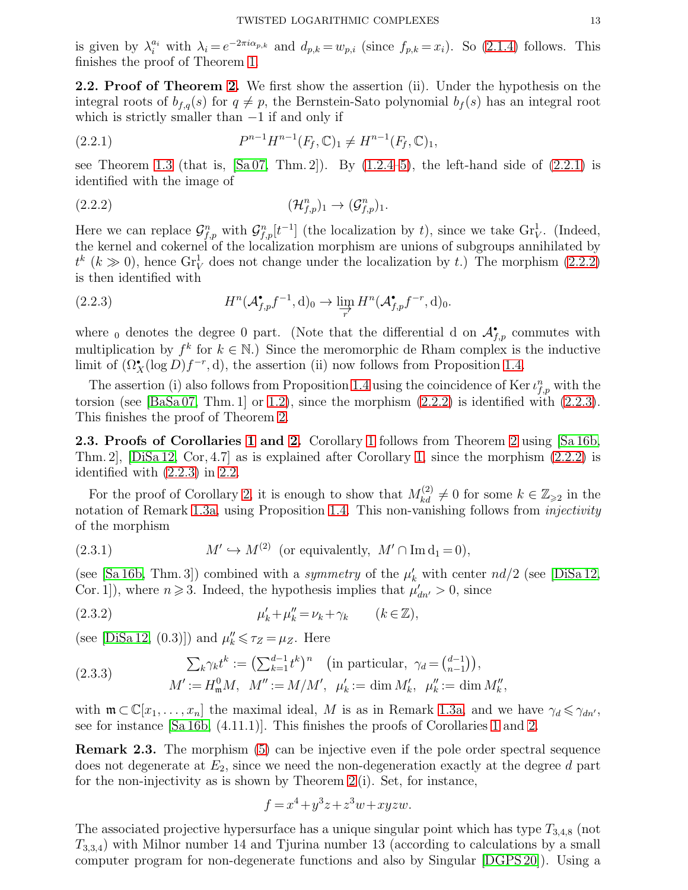is given by $\lambda_i^{a_i}$ with $\lambda_i = e^{-2\pi i \alpha_{p,k}}$ and $d_{p,k} = w_{p,i}$ (since $f_{p,k} = x_i$). So (2.1.4) follows. This finishes the proof of Theorem 1.

**2.2. Proof of Theorem 2.** We first show the assertion (ii). Under the hypothesis on the integral roots of $b_{f,q}(s)$ for $q \neq p$, the Bernstein-Sato polynomial $b_f(s)$ has an integral root which is strictly smaller than $-1$ if and only if

$$P^{n-1}H^{n-1}(F_f, \mathbb{C})_1 \neq H^{n-1}(F_f, \mathbb{C})_1, \tag{2.2.1}$$

see Theorem 1.3 (that is, [Sa 07, Thm. 2]). By (1.2.4–5), the left-hand side of (2.2.1) is identified with the image of

$$(\mathcal{H}^n_{f,p})_1 \to (\mathcal{G}^n_{f,p})_1. \tag{2.2.2}$$

Here we can replace $\mathcal{G}^n_{f,p}$ with $\mathcal{G}^n_{f,p}[t^{-1}]$ (the localization by $t$), since we take $\mathrm{Gr}^1_V$. (Indeed, the kernel and cokernel of the localization morphism are unions of subgroups annihilated by $t^k$ ($k \gg 0$), hence $\mathrm{Gr}^1_V$ does not change under the localization by $t$.) The morphism (2.2.2) is then identified with

$$H^n(\mathcal{A}^\bullet_{f,p}f^{-1}, \mathrm{d})_0 \to \varinjlim_{r} H^n(\mathcal{A}^\bullet_{f,p}f^{-r}, \mathrm{d})_0. \tag{2.2.3}$$

where $_0$ denotes the degree 0 part. (Note that the differential d on $\mathcal{A}^\bullet_{f,p}$ commutes with multiplication by $f^k$ for $k \in \mathbb{N}$.) Since the meromorphic de Rham complex is the inductive limit of $(\Omega^\bullet_X(\log D)f^{-r}, \mathrm{d})$, the assertion (ii) now follows from Proposition 1.4.

The assertion (i) also follows from Proposition 1.4 using the coincidence of $\mathrm{Ker}\,\iota^n_{f,p}$ with the torsion (see [BaSa 07, Thm. 1] or 1.2), since the morphism (2.2.2) is identified with (2.2.3). This finishes the proof of Theorem 2.

**2.3. Proofs of Corollaries 1 and 2.** Corollary 1 follows from Theorem 2 using [Sa 16b, Thm. 2], [DiSa 12, Cor, 4.7] as is explained after Corollary 1, since the morphism (2.2.2) is identified with (2.2.3) in 2.2.

For the proof of Corollary 2, it is enough to show that $M^{(2)}_{kd} \neq 0$ for some $k \in \mathbb{Z}_{\geqslant 2}$ in the notation of Remark 1.3a, using Proposition 1.4. This non-vanishing follows from *injectivity* of the morphism

$$M' \hookrightarrow M^{(2)} \ \text{ (or equivalently, } M' \cap \mathrm{Im}\,\mathrm{d}_1 = 0), \tag{2.3.1}$$

(see [Sa 16b, Thm. 3]) combined with a *symmetry* of the $\mu'_k$ with center $nd/2$ (see [DiSa 12, Cor. 1]), where $n \geqslant 3$. Indeed, the hypothesis implies that $\mu'_{dn'} > 0$, since

$$\mu'_k + \mu''_k = \nu_k + \gamma_k \qquad (k \in \mathbb{Z}), \tag{2.3.2}$$

(see [DiSa 12, (0.3)]) and $\mu''_k \leqslant \tau_Z = \mu_Z$. Here

$$\begin{gathered} \textstyle\sum_k \gamma_k t^k := \big(\sum_{k=1}^{d-1} t^k\big)^n \quad \big(\text{in particular, } \gamma_d = \tbinom{d-1}{n-1}\big), \\ M' := H^0_{\mathfrak{m}}M, \ \ M'' := M/M', \ \ \mu'_k := \dim M'_k, \ \ \mu''_k := \dim M''_k, \end{gathered} \tag{2.3.3}$$

with $\mathfrak{m} \subset \mathbb{C}[x_1, \dots, x_n]$ the maximal ideal, $M$ is as in Remark 1.3a, and we have $\gamma_d \leqslant \gamma_{dn'}$, see for instance [Sa 16b, (4.11.1)]. This finishes the proofs of Corollaries 1 and 2.

**Remark 2.3.** The morphism (5) can be injective even if the pole order spectral sequence does not degenerate at $E_2$, since we need the non-degeneration exactly at the degree $d$ part for the non-injectivity as is shown by Theorem 2(i). Set, for instance,

$$f = x^4 + y^3z + z^3w + xyzw.$$

The associated projective hypersurface has a unique singular point which has type $T_{3,4,8}$ (not $T_{3,3,4}$) with Milnor number 14 and Tjurina number 13 (according to calculations by a small computer program for non-degenerate functions and also by Singular [DGPS 20]). Using a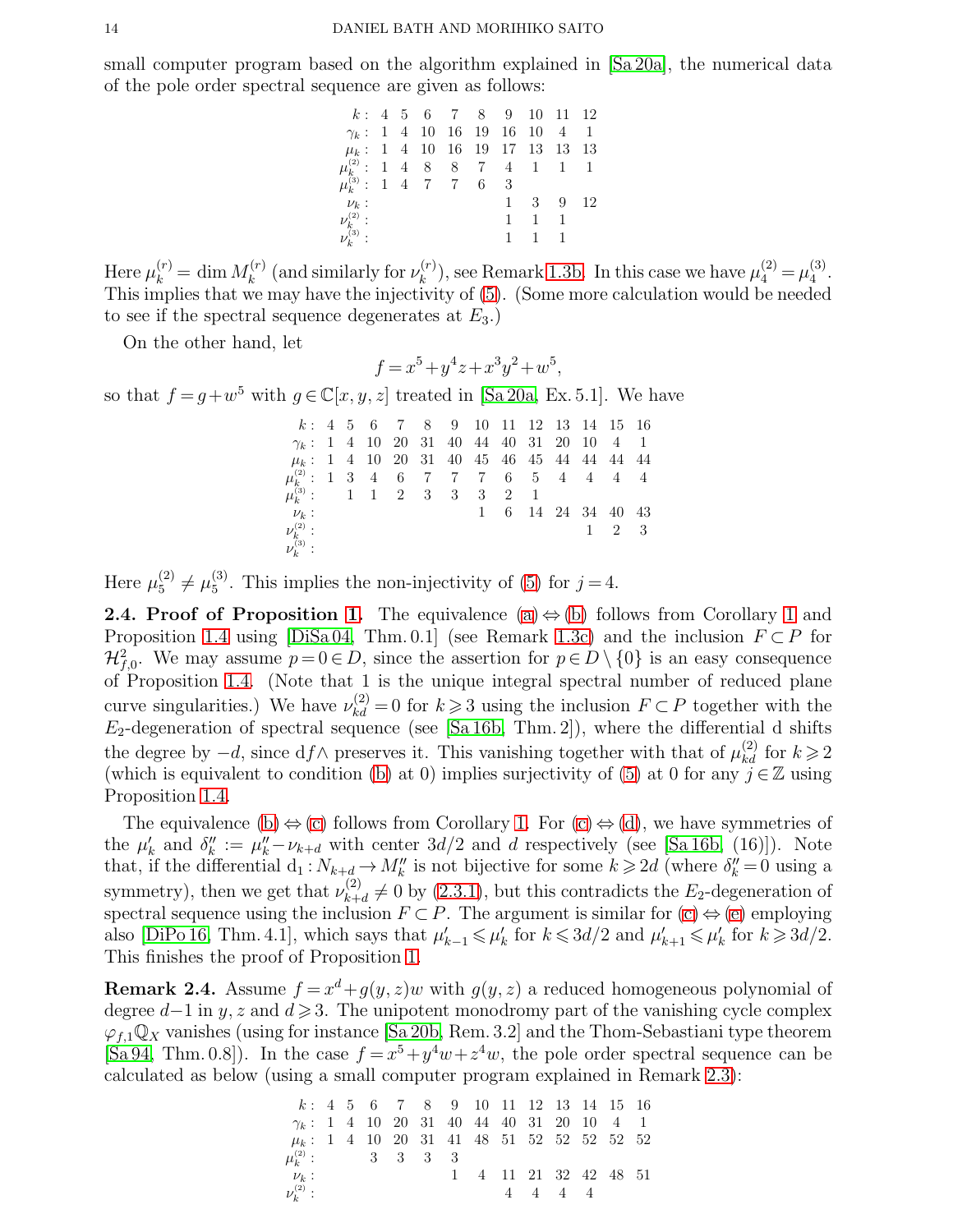small computer program based on the algorithm explained in [Sa 20a], the numerical data of the pole order spectral sequence are given as follows:

| $k$: | 4 | 5 | 6 | 7 | 8 | 9 | 10 | 11 | 12 |
|---|---|---|---|---|---|---|---|---|---|
| $\gamma_k$: | 1 | 4 | 10 | 16 | 19 | 16 | 10 | 4 | 1 |
| $\mu_k$: | 1 | 4 | 10 | 16 | 19 | 17 | 13 | 13 | 13 |
| $\mu_k^{(2)}$: | 1 | 4 | 8 | 8 | 7 | 4 | 1 | 1 | 1 |
| $\mu_k^{(3)}$: | 1 | 4 | 7 | 7 | 6 | 3 | | | |
| $\nu_k$: | | | | | | 1 | 3 | 9 | 12 |
| $\nu_k^{(2)}$: | | | | | | 1 | 1 | 1 | |
| $\nu_k^{(3)}$: | | | | | | 1 | 1 | 1 | |

Here $\mu_k^{(r)} = \dim M_k^{(r)}$ (and similarly for $\nu_k^{(r)}$), see Remark 1.3b. In this case we have $\mu_4^{(2)} = \mu_4^{(3)}$. This implies that we may have the injectivity of (5). (Some more calculation would be needed to see if the spectral sequence degenerates at $E_3$.)

On the other hand, let

$$f = x^5 + y^4 z + x^3 y^2 + w^5,$$

so that $f = g + w^5$ with $g \in \mathbb{C}[x, y, z]$ treated in [Sa 20a, Ex. 5.1]. We have

| $k$: | 4 | 5 | 6 | 7 | 8 | 9 | 10 | 11 | 12 | 13 | 14 | 15 | 16 |
|---|---|---|---|---|---|---|---|---|---|---|---|---|---|
| $\gamma_k$: | 1 | 4 | 10 | 20 | 31 | 40 | 44 | 40 | 31 | 20 | 10 | 4 | 1 |
| $\mu_k$: | 1 | 4 | 10 | 20 | 31 | 40 | 45 | 46 | 45 | 44 | 44 | 44 | 44 |
| $\mu_k^{(2)}$: | 1 | 3 | 4 | 6 | 7 | 7 | 7 | 6 | 5 | 4 | 4 | 4 | 4 |
| $\mu_k^{(3)}$: | | 1 | 1 | 2 | 3 | 3 | 3 | 2 | 1 | | | | |
| $\nu_k$: | | | | | | | 1 | 6 | 14 | 24 | 34 | 40 | 43 |
| $\nu_k^{(2)}$: | | | | | | | | | | | 1 | 2 | 3 |
| $\nu_k^{(3)}$: | | | | | | | | | | | | | |

Here $\mu_5^{(2)} \neq \mu_5^{(3)}$. This implies the non-injectivity of (5) for $j = 4$.

**2.4. Proof of Proposition 1.** The equivalence (a) ⇔ (b) follows from Corollary 1 and Proposition 1.4 using [DiSa 04, Thm. 0.1] (see Remark 1.3c) and the inclusion $F \subset P$ for $\mathcal{H}^2_{f,0}$. We may assume $p = 0 \in D$, since the assertion for $p \in D \setminus \{0\}$ is an easy consequence of Proposition 1.4. (Note that 1 is the unique integral spectral number of reduced plane curve singularities.) We have $\nu_{kd}^{(2)} = 0$ for $k \geqslant 3$ using the inclusion $F \subset P$ together with the $E_2$-degeneration of spectral sequence (see [Sa 16b, Thm. 2]), where the differential d shifts the degree by $-d$, since $\mathrm{d}f\wedge$ preserves it. This vanishing together with that of $\mu_{kd}^{(2)}$ for $k \geqslant 2$ (which is equivalent to condition (b) at 0) implies surjectivity of (5) at 0 for any $j \in \mathbb{Z}$ using Proposition 1.4.

The equivalence (b) ⇔ (c) follows from Corollary 1. For (c) ⇔ (d), we have symmetries of the $\mu'_k$ and $\delta''_k := \mu''_k - \nu_{k+d}$ with center $3d/2$ and $d$ respectively (see [Sa 16b, (16)]). Note that, if the differential $\mathrm{d}_1 : N_{k+d} \to M''_k$ is not bijective for some $k \geqslant 2d$ (where $\delta''_k = 0$ using a symmetry), then we get that $\nu_{k+d}^{(2)} \neq 0$ by (2.3.1), but this contradicts the $E_2$-degeneration of spectral sequence using the inclusion $F \subset P$. The argument is similar for (c) ⇔ (e) employing also [DiPo 16, Thm. 4.1], which says that $\mu'_{k-1} \leqslant \mu'_k$ for $k \leqslant 3d/2$ and $\mu'_{k+1} \leqslant \mu'_k$ for $k \geqslant 3d/2$. This finishes the proof of Proposition 1.

**Remark 2.4.** Assume $f = x^d + g(y, z)w$ with $g(y, z)$ a reduced homogeneous polynomial of degree $d-1$ in $y, z$ and $d \geqslant 3$. The unipotent monodromy part of the vanishing cycle complex $\varphi_{f,1}\mathbb{Q}_X$ vanishes (using for instance [Sa 20b, Rem. 3.2] and the Thom-Sebastiani type theorem [Sa 94, Thm. 0.8]). In the case $f = x^5 + y^4 w + z^4 w$, the pole order spectral sequence can be calculated as below (using a small computer program explained in Remark 2.3):

| $k$: | 4 | 5 | 6 | 7 | 8 | 9 | 10 | 11 | 12 | 13 | 14 | 15 | 16 |
|---|---|---|---|---|---|---|---|---|---|---|---|---|---|
| $\gamma_k$: | 1 | 4 | 10 | 20 | 31 | 40 | 44 | 40 | 31 | 20 | 10 | 4 | 1 |
| $\mu_k$: | 1 | 4 | 10 | 20 | 31 | 41 | 48 | 51 | 52 | 52 | 52 | 52 | 52 |
| $\mu_k^{(2)}$: | | | 3 | 3 | 3 | 3 | | | | | | | |
| $\nu_k$: | | | | | | 1 | 4 | 11 | 21 | 32 | 42 | 48 | 51 |
| $\nu_k^{(2)}$: | | | | | | | | 4 | 4 | 4 | 4 | | |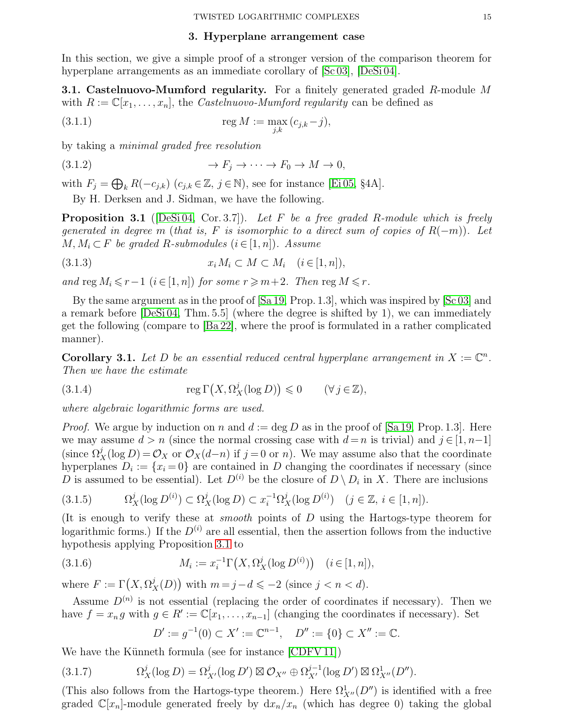## 3. Hyperplane arrangement case

In this section, we give a simple proof of a stronger version of the comparison theorem for hyperplane arrangements as an immediate corollary of [Sc 03], [DeSi 04].

**3.1. Castelnuovo-Mumford regularity.** For a finitely generated graded $R$-module $M$ with $R := \mathbb{C}[x_1,\dots,x_n]$, the *Castelnuovo-Mumford regularity* can be defined as

$$\operatorname{reg} M := \max_{j,k}\,(c_{j,k} - j), \tag{3.1.1}$$

by taking a *minimal graded free resolution*

$$\to F_j \to \cdots \to F_0 \to M \to 0, \tag{3.1.2}$$

with $F_j = \bigoplus_k R(-c_{j,k})$ ($c_{j,k} \in \mathbb{Z}$, $j \in \mathbb{N}$), see for instance [Ei 05, §4A].

By H. Derksen and J. Sidman, we have the following.

**Proposition 3.1** ([DeSi 04, Cor. 3.7]). *Let $F$ be a free graded $R$-module which is freely generated in degree $m$ (that is, $F$ is isomorphic to a direct sum of copies of $R(-m)$). Let $M, M_i \subset F$ be graded $R$-submodules ($i \in [1,n]$). Assume*

$$x_i M_i \subset M \subset M_i \quad (i \in [1,n]), \tag{3.1.3}$$

*and $\operatorname{reg} M_i \leqslant r-1$ ($i \in [1,n]$) for some $r \geqslant m+2$. Then $\operatorname{reg} M \leqslant r$.*

By the same argument as in the proof of [Sa 19, Prop. 1.3], which was inspired by [Sc 03] and a remark before [DeSi 04, Thm. 5.5] (where the degree is shifted by 1), we can immediately get the following (compare to [Ba 22], where the proof is formulated in a rather complicated manner).

**Corollary 3.1.** *Let $D$ be an essential reduced central hyperplane arrangement in $X := \mathbb{C}^n$. Then we have the estimate*

$$\operatorname{reg}\Gamma\big(X, \Omega_X^j(\log D)\big) \leqslant 0 \qquad (\forall\, j \in \mathbb{Z}), \tag{3.1.4}$$

*where algebraic logarithmic forms are used.*

*Proof.* We argue by induction on $n$ and $d := \deg D$ as in the proof of [Sa 19, Prop. 1.3]. Here we may assume $d > n$ (since the normal crossing case with $d = n$ is trivial) and $j \in [1, n-1]$ (since $\Omega_X^j(\log D) = \mathcal{O}_X$ or $\mathcal{O}_X(d-n)$ if $j = 0$ or $n$). We may assume also that the coordinate hyperplanes $D_i := \{x_i = 0\}$ are contained in $D$ changing the coordinates if necessary (since $D$ is assumed to be essential). Let $D^{(i)}$ be the closure of $D \setminus D_i$ in $X$. There are inclusions

$$\Omega_X^j(\log D^{(i)}) \subset \Omega_X^j(\log D) \subset x_i^{-1}\Omega_X^j(\log D^{(i)}) \quad (j \in \mathbb{Z},\ i \in [1,n]). \tag{3.1.5}$$

(It is enough to verify these at *smooth* points of $D$ using the Hartogs-type theorem for logarithmic forms.) If the $D^{(i)}$ are all essential, then the assertion follows from the inductive hypothesis applying Proposition 3.1 to

$$M_i := x_i^{-1}\Gamma\big(X, \Omega_X^j(\log D^{(i)})\big) \quad (i \in [1,n]), \tag{3.1.6}$$

where $F := \Gamma\big(X, \Omega_X^j(D)\big)$ with $m = j - d \leqslant -2$ (since $j < n < d$).

Assume $D^{(n)}$ is not essential (replacing the order of coordinates if necessary). Then we have $f = x_n g$ with $g \in R' := \mathbb{C}[x_1,\dots,x_{n-1}]$ (changing the coordinates if necessary). Set

$$D' := g^{-1}(0) \subset X' := \mathbb{C}^{n-1}, \quad D'' := \{0\} \subset X'' := \mathbb{C}.$$

We have the Künneth formula (see for instance [CDFV 11])

$$\Omega_X^j(\log D) = \Omega_{X'}^j(\log D') \boxtimes \mathcal{O}_{X''} \oplus \Omega_{X'}^{j-1}(\log D') \boxtimes \Omega_{X''}^1(D''). \tag{3.1.7}$$

(This also follows from the Hartogs-type theorem.) Here $\Omega_{X''}^1(D'')$ is identified with a free graded $\mathbb{C}[x_n]$-module generated freely by $dx_n/x_n$ (which has degree 0) taking the global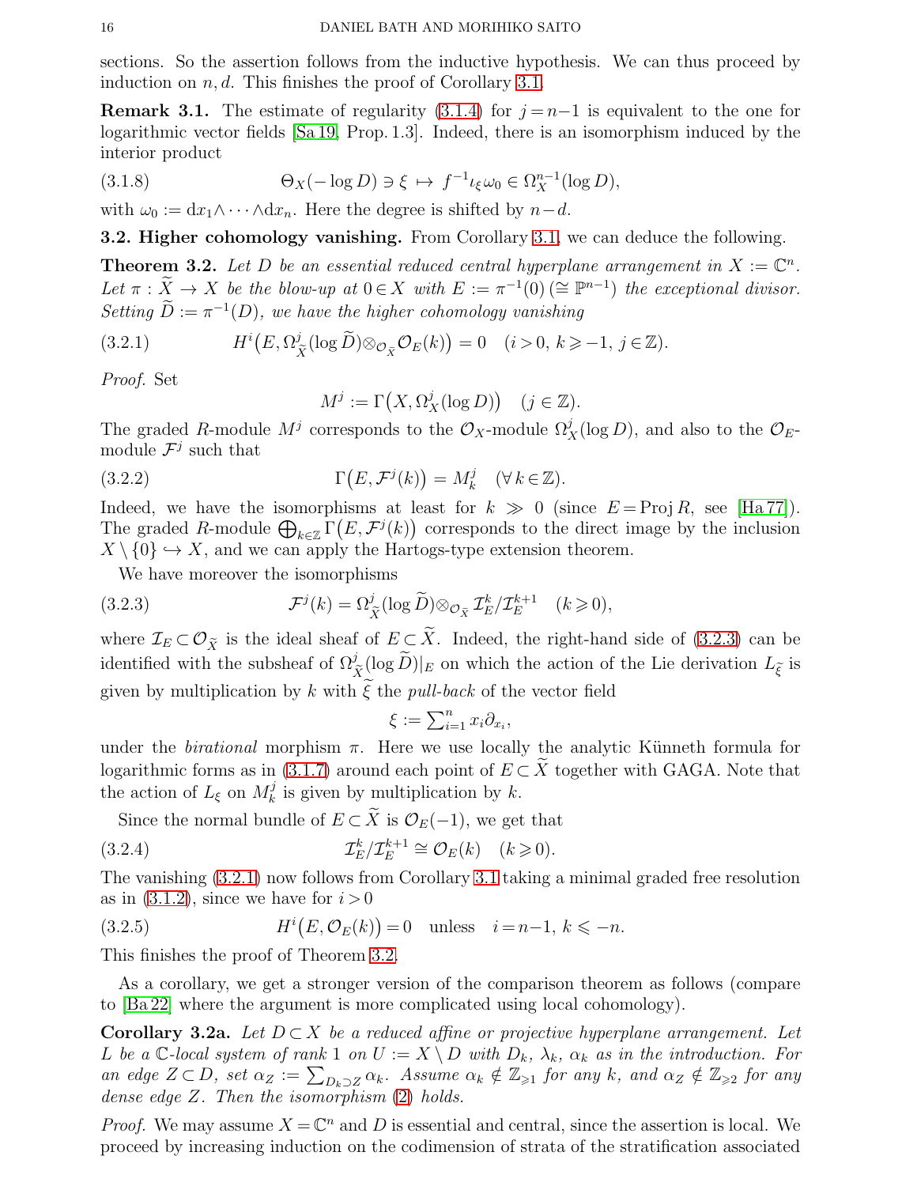sections. So the assertion follows from the inductive hypothesis. We can thus proceed by induction on $n, d$. This finishes the proof of Corollary 3.1.

**Remark 3.1.** The estimate of regularity (3.1.4) for $j = n-1$ is equivalent to the one for logarithmic vector fields [Sa 19, Prop. 1.3]. Indeed, there is an isomorphism induced by the interior product

$$\Theta_X(-\log D) \ni \xi \mapsto f^{-1}\iota_\xi \omega_0 \in \Omega_X^{n-1}(\log D), \tag{3.1.8}$$

with $\omega_0 := \mathrm{d}x_1 \wedge \cdots \wedge \mathrm{d}x_n$. Here the degree is shifted by $n-d$.

**3.2. Higher cohomology vanishing.** From Corollary 3.1, we can deduce the following.

**Theorem 3.2.** *Let $D$ be an essential reduced central hyperplane arrangement in $X := \mathbb{C}^n$. Let $\pi : \widetilde{X} \to X$ be the blow-up at $0 \in X$ with $E := \pi^{-1}(0)\,(\cong \mathbb{P}^{n-1})$ the exceptional divisor. Setting $\widetilde{D} := \pi^{-1}(D)$, we have the higher cohomology vanishing*

$$H^i\big(E, \Omega_{\widetilde{X}}^j(\log \widetilde{D}) \otimes_{\mathcal{O}_{\widetilde{X}}} \mathcal{O}_E(k)\big) = 0 \quad (i > 0,\ k \geqslant -1,\ j \in \mathbb{Z}). \tag{3.2.1}$$

*Proof.* Set

$$M^j := \Gamma\big(X, \Omega_X^j(\log D)\big) \quad (j \in \mathbb{Z}).$$

The graded $R$-module $M^j$ corresponds to the $\mathcal{O}_X$-module $\Omega_X^j(\log D)$, and also to the $\mathcal{O}_E$-module $\mathcal{F}^j$ such that

$$\Gamma\big(E, \mathcal{F}^j(k)\big) = M_k^j \quad (\forall\, k \in \mathbb{Z}). \tag{3.2.2}$$

Indeed, we have the isomorphisms at least for $k \gg 0$ (since $E = \operatorname{Proj} R$, see [Ha 77]). The graded $R$-module $\bigoplus_{k \in \mathbb{Z}} \Gamma\big(E, \mathcal{F}^j(k)\big)$ corresponds to the direct image by the inclusion $X \setminus \{0\} \hookrightarrow X$, and we can apply the Hartogs-type extension theorem.

We have moreover the isomorphisms

$$\mathcal{F}^j(k) = \Omega_{\widetilde{X}}^j(\log \widetilde{D}) \otimes_{\mathcal{O}_{\widetilde{X}}} \mathcal{I}_E^k / \mathcal{I}_E^{k+1} \quad (k \geqslant 0), \tag{3.2.3}$$

where $\mathcal{I}_E \subset \mathcal{O}_{\widetilde{X}}$ is the ideal sheaf of $E \subset \widetilde{X}$. Indeed, the right-hand side of (3.2.3) can be identified with the subsheaf of $\Omega_{\widetilde{X}}^j(\log \widetilde{D})|_E$ on which the action of the Lie derivation $L_{\widetilde{\xi}}$ is given by multiplication by $k$ with $\widetilde{\xi}$ the *pull-back* of the vector field

$$\xi := \textstyle\sum_{i=1}^n x_i \partial_{x_i},$$

under the *birational* morphism $\pi$. Here we use locally the analytic Künneth formula for logarithmic forms as in (3.1.7) around each point of $E \subset \widetilde{X}$ together with GAGA. Note that the action of $L_\xi$ on $M_k^j$ is given by multiplication by $k$.

Since the normal bundle of $E \subset \widetilde{X}$ is $\mathcal{O}_E(-1)$, we get that

$$\mathcal{I}_E^k / \mathcal{I}_E^{k+1} \cong \mathcal{O}_E(k) \quad (k \geqslant 0). \tag{3.2.4}$$

The vanishing (3.2.1) now follows from Corollary 3.1 taking a minimal graded free resolution as in (3.1.2), since we have for $i > 0$

$$H^i\big(E, \mathcal{O}_E(k)\big) = 0 \quad \text{unless} \quad i = n-1,\ k \leqslant -n. \tag{3.2.5}$$

This finishes the proof of Theorem 3.2.

As a corollary, we get a stronger version of the comparison theorem as follows (compare to [Ba 22] where the argument is more complicated using local cohomology).

**Corollary 3.2a.** *Let $D \subset X$ be a reduced affine or projective hyperplane arrangement. Let $L$ be a $\mathbb{C}$-local system of rank 1 on $U := X \setminus D$ with $D_k$, $\lambda_k$, $\alpha_k$ as in the introduction. For an edge $Z \subset D$, set $\alpha_Z := \sum_{D_k \supset Z} \alpha_k$. Assume $\alpha_k \notin \mathbb{Z}_{\geqslant 1}$ for any $k$, and $\alpha_Z \notin \mathbb{Z}_{\geqslant 2}$ for any dense edge $Z$. Then the isomorphism (2) holds.*

*Proof.* We may assume $X = \mathbb{C}^n$ and $D$ is essential and central, since the assertion is local. We proceed by increasing induction on the codimension of strata of the stratification associated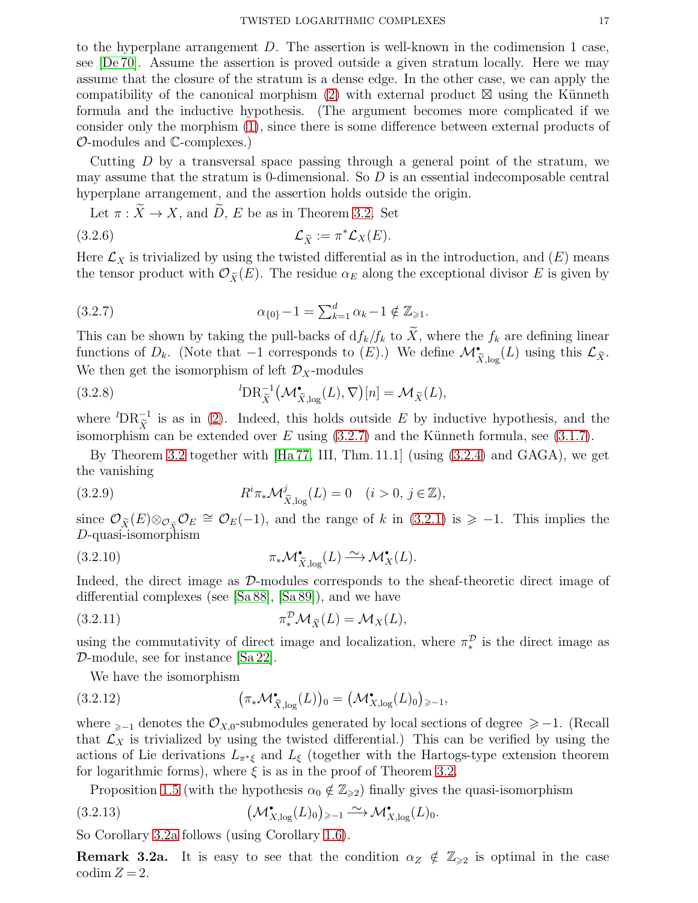to the hyperplane arrangement $D$. The assertion is well-known in the codimension 1 case, see [De 70]. Assume the assertion is proved outside a given stratum locally. Here we may assume that the closure of the stratum is a dense edge. In the other case, we can apply the compatibility of the canonical morphism (2) with external product $\boxtimes$ using the Künneth formula and the inductive hypothesis. (The argument becomes more complicated if we consider only the morphism (1), since there is some difference between external products of $\mathcal{O}$-modules and $\mathbb{C}$-complexes.)

Cutting $D$ by a transversal space passing through a general point of the stratum, we may assume that the stratum is 0-dimensional. So $D$ is an essential indecomposable central hyperplane arrangement, and the assertion holds outside the origin.

Let $\pi : \widetilde{X} \to X$, and $\widetilde{D}$, $E$ be as in Theorem 3.2. Set

$$\mathcal{L}_{\widetilde{X}} := \pi^*\mathcal{L}_X(E). \tag{3.2.6}$$

Here $\mathcal{L}_X$ is trivialized by using the twisted differential as in the introduction, and $(E)$ means the tensor product with $\mathcal{O}_{\widetilde{X}}(E)$. The residue $\alpha_E$ along the exceptional divisor $E$ is given by

$$\alpha_{\{0\}} - 1 = \textstyle\sum_{k=1}^{d} \alpha_k - 1 \notin \mathbb{Z}_{\geqslant 1}. \tag{3.2.7}$$

This can be shown by taking the pull-backs of $\mathrm{d}f_k/f_k$ to $\widetilde{X}$, where the $f_k$ are defining linear functions of $D_k$. (Note that $-1$ corresponds to $(E)$.) We define $\mathcal{M}^{\bullet}_{\widetilde{X},\log}(L)$ using this $\mathcal{L}_{\widetilde{X}}$. We then get the isomorphism of left $\mathcal{D}_X$-modules

$${}^{l}\mathrm{DR}^{-1}_{\widetilde{X}}\big(\mathcal{M}^{\bullet}_{\widetilde{X},\log}(L), \nabla\big)[n] = \mathcal{M}_{\widetilde{X}}(L), \tag{3.2.8}$$

where ${}^{l}\mathrm{DR}^{-1}_{\widetilde{X}}$ is as in (2). Indeed, this holds outside $E$ by inductive hypothesis, and the isomorphism can be extended over $E$ using (3.2.7) and the Künneth formula, see (3.1.7).

By Theorem 3.2 together with [Ha 77, III, Thm. 11.1] (using (3.2.4) and GAGA), we get the vanishing

$$R^i\pi_*\mathcal{M}^{j}_{\widetilde{X},\log}(L) = 0 \quad (i > 0,\ j \in \mathbb{Z}), \tag{3.2.9}$$

since $\mathcal{O}_{\widetilde{X}}(E) \otimes_{\mathcal{O}_{\widetilde{X}}} \mathcal{O}_E \cong \mathcal{O}_E(-1)$, and the range of $k$ in (3.2.1) is $\geqslant -1$. This implies the $D$-quasi-isomorphism

$$\pi_*\mathcal{M}^{\bullet}_{\widetilde{X},\log}(L) \xrightarrow{\sim} \mathcal{M}^{\bullet}_{X}(L). \tag{3.2.10}$$

Indeed, the direct image as $\mathcal{D}$-modules corresponds to the sheaf-theoretic direct image of differential complexes (see [Sa 88], [Sa 89]), and we have

$$\pi^{\mathcal{D}}_*\mathcal{M}_{\widetilde{X}}(L) = \mathcal{M}_X(L), \tag{3.2.11}$$

using the commutativity of direct image and localization, where $\pi^{\mathcal{D}}_*$ is the direct image as $\mathcal{D}$-module, see for instance [Sa 22].

We have the isomorphism

$$\big(\pi_*\mathcal{M}^{\bullet}_{\widetilde{X},\log}(L)\big)_0 = \big(\mathcal{M}^{\bullet}_{X,\log}(L)_0\big)_{\geqslant -1}, \tag{3.2.12}$$

where ${}_{\geqslant -1}$ denotes the $\mathcal{O}_{X,0}$-submodules generated by local sections of degree $\geqslant -1$. (Recall that $\mathcal{L}_X$ is trivialized by using the twisted differential.) This can be verified by using the actions of Lie derivations $L_{\pi^*\xi}$ and $L_{\xi}$ (together with the Hartogs-type extension theorem for logarithmic forms), where $\xi$ is as in the proof of Theorem 3.2.

Proposition 1.5 (with the hypothesis $\alpha_0 \notin \mathbb{Z}_{\geqslant 2}$) finally gives the quasi-isomorphism

$$\big(\mathcal{M}^{\bullet}_{X,\log}(L)_0\big)_{\geqslant -1} \xrightarrow{\sim} \mathcal{M}^{\bullet}_{X,\log}(L)_0. \tag{3.2.13}$$

So Corollary 3.2a follows (using Corollary 1.6).

**Remark 3.2a.** It is easy to see that the condition $\alpha_Z \notin \mathbb{Z}_{\geqslant 2}$ is optimal in the case $\operatorname{codim} Z = 2$.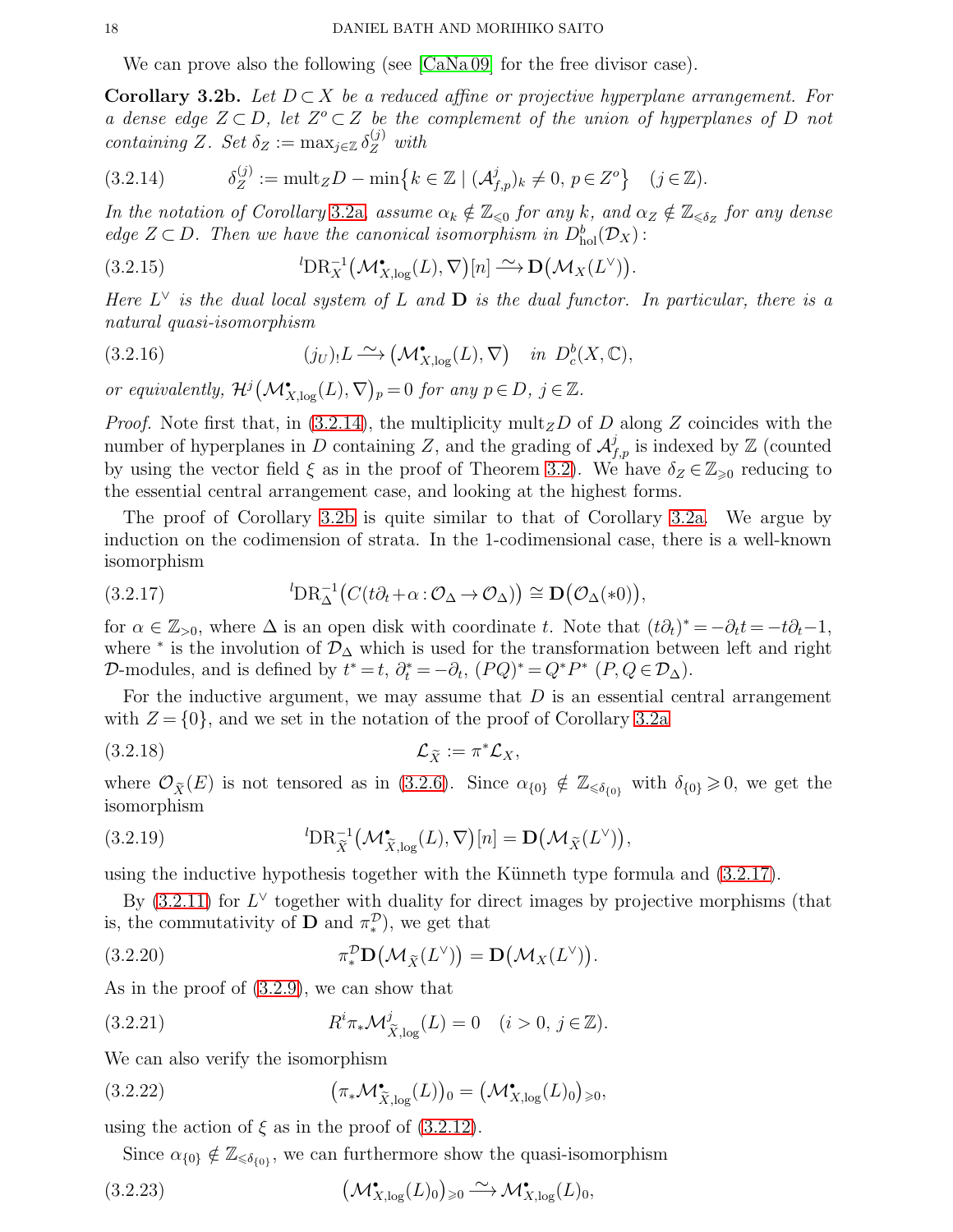We can prove also the following (see [CaNa 09] for the free divisor case).

**Corollary 3.2b.** *Let $D \subset X$ be a reduced affine or projective hyperplane arrangement. For a dense edge $Z \subset D$, let $Z^o \subset Z$ be the complement of the union of hyperplanes of $D$ not containing $Z$. Set $\delta_Z := \max_{j\in\mathbb{Z}} \delta_Z^{(j)}$ with*

$$\delta_Z^{(j)} := \mathrm{mult}_Z D - \min\big\{k \in \mathbb{Z} \mid (\mathcal{A}^j_{f,p})_k \neq 0,\ p \in Z^o\big\} \quad (j \in \mathbb{Z}). \tag{3.2.14}$$

*In the notation of Corollary 3.2a, assume $\alpha_k \notin \mathbb{Z}_{\leqslant 0}$ for any $k$, and $\alpha_Z \notin \mathbb{Z}_{\leqslant \delta_Z}$ for any dense edge $Z \subset D$. Then we have the canonical isomorphism in $D^b_{\mathrm{hol}}(\mathcal{D}_X)$:*

$${}^l\mathrm{DR}_X^{-1}\big(\mathcal{M}^\bullet_{X,\log}(L), \nabla\big)[n] \xrightarrow{\sim} \mathbf{D}\big(\mathcal{M}_X(L^\vee)\big). \tag{3.2.15}$$

*Here $L^\vee$ is the dual local system of $L$ and $\mathbf{D}$ is the dual functor. In particular, there is a natural quasi-isomorphism*

$$(j_U)_! L \xrightarrow{\sim} \big(\mathcal{M}^\bullet_{X,\log}(L), \nabla\big) \quad \text{in } D^b_c(X, \mathbb{C}), \tag{3.2.16}$$

*or equivalently, $\mathcal{H}^j\big(\mathcal{M}^\bullet_{X,\log}(L), \nabla\big)_p = 0$ for any $p \in D$, $j \in \mathbb{Z}$.*

*Proof.* Note first that, in (3.2.14), the multiplicity $\mathrm{mult}_Z D$ of $D$ along $Z$ coincides with the number of hyperplanes in $D$ containing $Z$, and the grading of $\mathcal{A}^j_{f,p}$ is indexed by $\mathbb{Z}$ (counted by using the vector field $\xi$ as in the proof of Theorem 3.2). We have $\delta_Z \in \mathbb{Z}_{\geqslant 0}$ reducing to the essential central arrangement case, and looking at the highest forms.

The proof of Corollary 3.2b is quite similar to that of Corollary 3.2a. We argue by induction on the codimension of strata. In the 1-codimensional case, there is a well-known isomorphism

$${}^l\mathrm{DR}_\Delta^{-1}\big(C(t\partial_t + \alpha : \mathcal{O}_\Delta \to \mathcal{O}_\Delta)\big) \cong \mathbf{D}\big(\mathcal{O}_\Delta(*0)\big), \tag{3.2.17}$$

for $\alpha \in \mathbb{Z}_{>0}$, where $\Delta$ is an open disk with coordinate $t$. Note that $(t\partial_t)^* = -\partial_t t = -t\partial_t - 1$, where $^*$ is the involution of $\mathcal{D}_\Delta$ which is used for the transformation between left and right $\mathcal{D}$-modules, and is defined by $t^* = t$, $\partial_t^* = -\partial_t$, $(PQ)^* = Q^* P^*$ $(P, Q \in \mathcal{D}_\Delta)$.

For the inductive argument, we may assume that $D$ is an essential central arrangement with $Z = \{0\}$, and we set in the notation of the proof of Corollary 3.2a

$$\mathcal{L}_{\widetilde{X}} := \pi^* \mathcal{L}_X, \tag{3.2.18}$$

where $\mathcal{O}_{\widetilde{X}}(E)$ is not tensored as in (3.2.6). Since $\alpha_{\{0\}} \notin \mathbb{Z}_{\leqslant \delta_{\{0\}}}$ with $\delta_{\{0\}} \geqslant 0$, we get the isomorphism

$${}^l\mathrm{DR}_{\widetilde{X}}^{-1}\big(\mathcal{M}^\bullet_{\widetilde{X},\log}(L), \nabla\big)[n] = \mathbf{D}\big(\mathcal{M}_{\widetilde{X}}(L^\vee)\big), \tag{3.2.19}$$

using the inductive hypothesis together with the Künneth type formula and (3.2.17).

By (3.2.11) for $L^\vee$ together with duality for direct images by projective morphisms (that is, the commutativity of $\mathbf{D}$ and $\pi^{\mathcal{D}}_*$), we get that

$$\pi^{\mathcal{D}}_* \mathbf{D}\big(\mathcal{M}_{\widetilde{X}}(L^\vee)\big) = \mathbf{D}\big(\mathcal{M}_X(L^\vee)\big). \tag{3.2.20}$$

As in the proof of (3.2.9), we can show that

$$R^i \pi_* \mathcal{M}^j_{\widetilde{X},\log}(L) = 0 \quad (i > 0,\ j \in \mathbb{Z}). \tag{3.2.21}$$

We can also verify the isomorphism

$$\big(\pi_* \mathcal{M}^\bullet_{\widetilde{X},\log}(L)\big)_0 = \big(\mathcal{M}^\bullet_{X,\log}(L)_0\big)_{\geqslant 0}, \tag{3.2.22}$$

using the action of $\xi$ as in the proof of (3.2.12).

Since $\alpha_{\{0\}} \notin \mathbb{Z}_{\leqslant \delta_{\{0\}}}$, we can furthermore show the quasi-isomorphism

$$\big(\mathcal{M}^\bullet_{X,\log}(L)_0\big)_{\geqslant 0} \xrightarrow{\sim} \mathcal{M}^\bullet_{X,\log}(L)_0, \tag{3.2.23}$$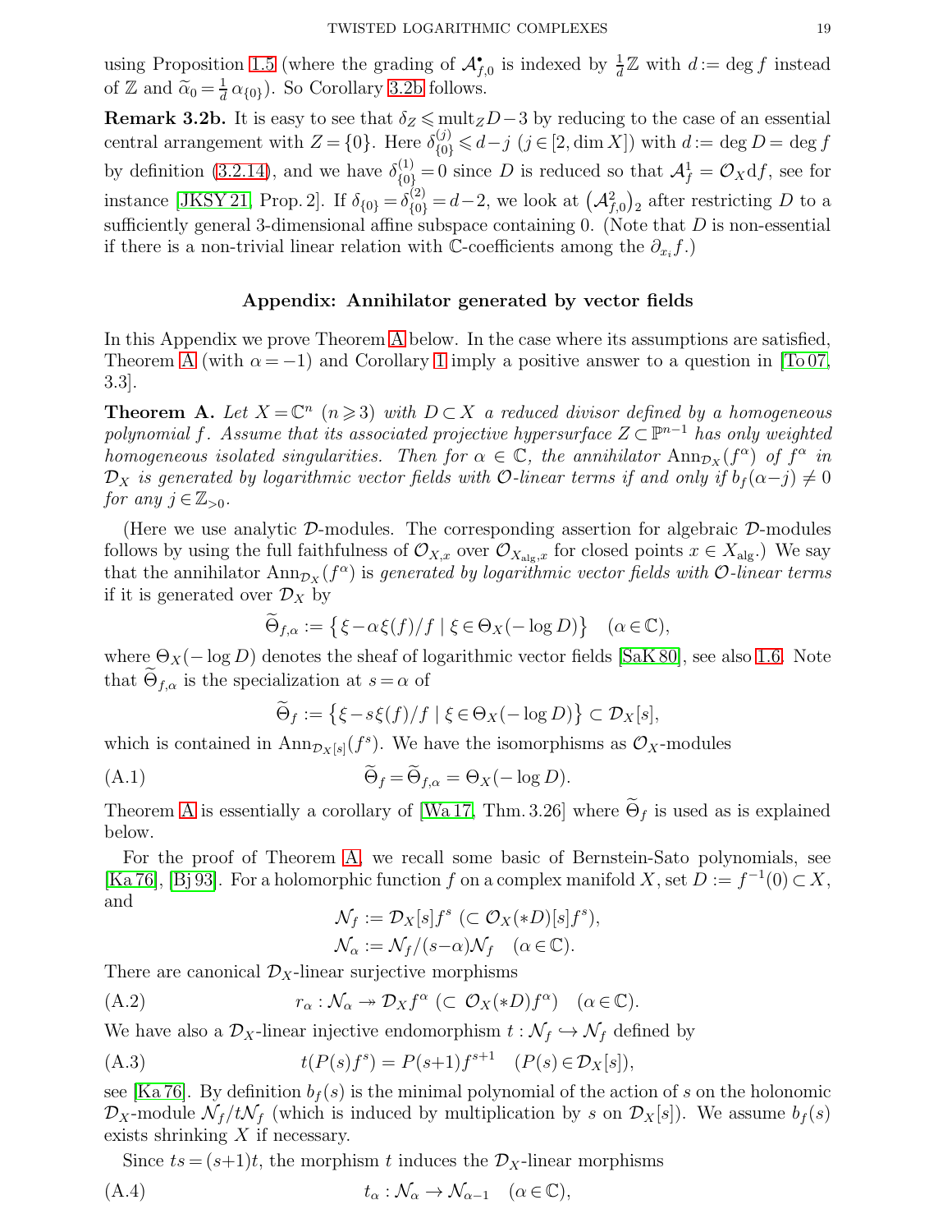using Proposition 1.5 (where the grading of $\mathcal{A}^{\bullet}_{f,0}$ is indexed by $\frac{1}{d}\mathbb{Z}$ with $d := \deg f$ instead of $\mathbb{Z}$ and $\widetilde{\alpha}_0 = \frac{1}{d}\,\alpha_{\{0\}}$). So Corollary 3.2b follows.

**Remark 3.2b.** It is easy to see that $\delta_Z \leqslant \mathrm{mult}_Z D - 3$ by reducing to the case of an essential central arrangement with $Z = \{0\}$. Here $\delta^{(j)}_{\{0\}} \leqslant d - j$ ($j \in [2, \dim X]$) with $d := \deg D = \deg f$ by definition (3.2.14), and we have $\delta^{(1)}_{\{0\}} = 0$ since $D$ is reduced so that $\mathcal{A}^1_f = \mathcal{O}_X \mathrm{d}f$, see for instance [JKSY 21, Prop. 2]. If $\delta_{\{0\}} = \delta^{(2)}_{\{0\}} = d - 2$, we look at $\big(\mathcal{A}^2_{f,0}\big)_2$ after restricting $D$ to a sufficiently general 3-dimensional affine subspace containing 0. (Note that $D$ is non-essential if there is a non-trivial linear relation with $\mathbb{C}$-coefficients among the $\partial_{x_i} f$.)

## Appendix: Annihilator generated by vector fields

In this Appendix we prove Theorem A below. In the case where its assumptions are satisfied, Theorem A (with $\alpha = -1$) and Corollary 1 imply a positive answer to a question in [To 07, 3.3].

**Theorem A.** *Let $X = \mathbb{C}^n$ ($n \geqslant 3$) with $D \subset X$ a reduced divisor defined by a homogeneous polynomial $f$. Assume that its associated projective hypersurface $Z \subset \mathbb{P}^{n-1}$ has only weighted homogeneous isolated singularities. Then for $\alpha \in \mathbb{C}$, the annihilator $\mathrm{Ann}_{\mathcal{D}_X}(f^\alpha)$ of $f^\alpha$ in $\mathcal{D}_X$ is generated by logarithmic vector fields with $\mathcal{O}$-linear terms if and only if $b_f(\alpha - j) \neq 0$ for any $j \in \mathbb{Z}_{>0}$.*

(Here we use analytic $\mathcal{D}$-modules. The corresponding assertion for algebraic $\mathcal{D}$-modules follows by using the full faithfulness of $\mathcal{O}_{X,x}$ over $\mathcal{O}_{X_{\mathrm{alg}},x}$ for closed points $x \in X_{\mathrm{alg}}$.) We say that the annihilator $\mathrm{Ann}_{\mathcal{D}_X}(f^\alpha)$ is *generated by logarithmic vector fields with $\mathcal{O}$-linear terms* if it is generated over $\mathcal{D}_X$ by

$$\widetilde{\Theta}_{f,\alpha} := \big\{\, \xi - \alpha\xi(f)/f \mid \xi \in \Theta_X(-\log D) \big\} \quad (\alpha \in \mathbb{C}),$$

where $\Theta_X(-\log D)$ denotes the sheaf of logarithmic vector fields [SaK 80], see also 1.6. Note that $\widetilde{\Theta}_{f,\alpha}$ is the specialization at $s = \alpha$ of

$$\widetilde{\Theta}_f := \big\{\xi - s\xi(f)/f \mid \xi \in \Theta_X(-\log D)\big\} \subset \mathcal{D}_X[s],$$

which is contained in $\mathrm{Ann}_{\mathcal{D}_X[s]}(f^s)$. We have the isomorphisms as $\mathcal{O}_X$-modules

$$\widetilde{\Theta}_f = \widetilde{\Theta}_{f,\alpha} = \Theta_X(-\log D). \tag{A.1}$$

Theorem A is essentially a corollary of [Wa 17, Thm. 3.26] where $\widetilde{\Theta}_f$ is used as is explained below.

For the proof of Theorem A, we recall some basic of Bernstein-Sato polynomials, see [Ka 76], [Bj 93]. For a holomorphic function $f$ on a complex manifold $X$, set $D := f^{-1}(0) \subset X$, and

$$\mathcal{N}_f := \mathcal{D}_X[s]f^s \ (\subset \mathcal{O}_X(*D)[s]f^s),$$
$$\mathcal{N}_\alpha := \mathcal{N}_f/(s-\alpha)\mathcal{N}_f \quad (\alpha \in \mathbb{C}).$$

There are canonical $\mathcal{D}_X$-linear surjective morphisms

$$r_\alpha : \mathcal{N}_\alpha \twoheadrightarrow \mathcal{D}_X f^\alpha \ (\subset \mathcal{O}_X(*D)f^\alpha) \quad (\alpha \in \mathbb{C}). \tag{A.2}$$

We have also a $\mathcal{D}_X$-linear injective endomorphism $t : \mathcal{N}_f \hookrightarrow \mathcal{N}_f$ defined by

$$t(P(s)f^s) = P(s+1)f^{s+1} \quad (P(s) \in \mathcal{D}_X[s]), \tag{A.3}$$

see [Ka 76]. By definition $b_f(s)$ is the minimal polynomial of the action of $s$ on the holonomic $\mathcal{D}_X$-module $\mathcal{N}_f/t\mathcal{N}_f$ (which is induced by multiplication by $s$ on $\mathcal{D}_X[s]$). We assume $b_f(s)$ exists shrinking $X$ if necessary.

Since $ts = (s+1)t$, the morphism $t$ induces the $\mathcal{D}_X$-linear morphisms

$$t_\alpha : \mathcal{N}_\alpha \to \mathcal{N}_{\alpha-1} \quad (\alpha \in \mathbb{C}), \tag{A.4}$$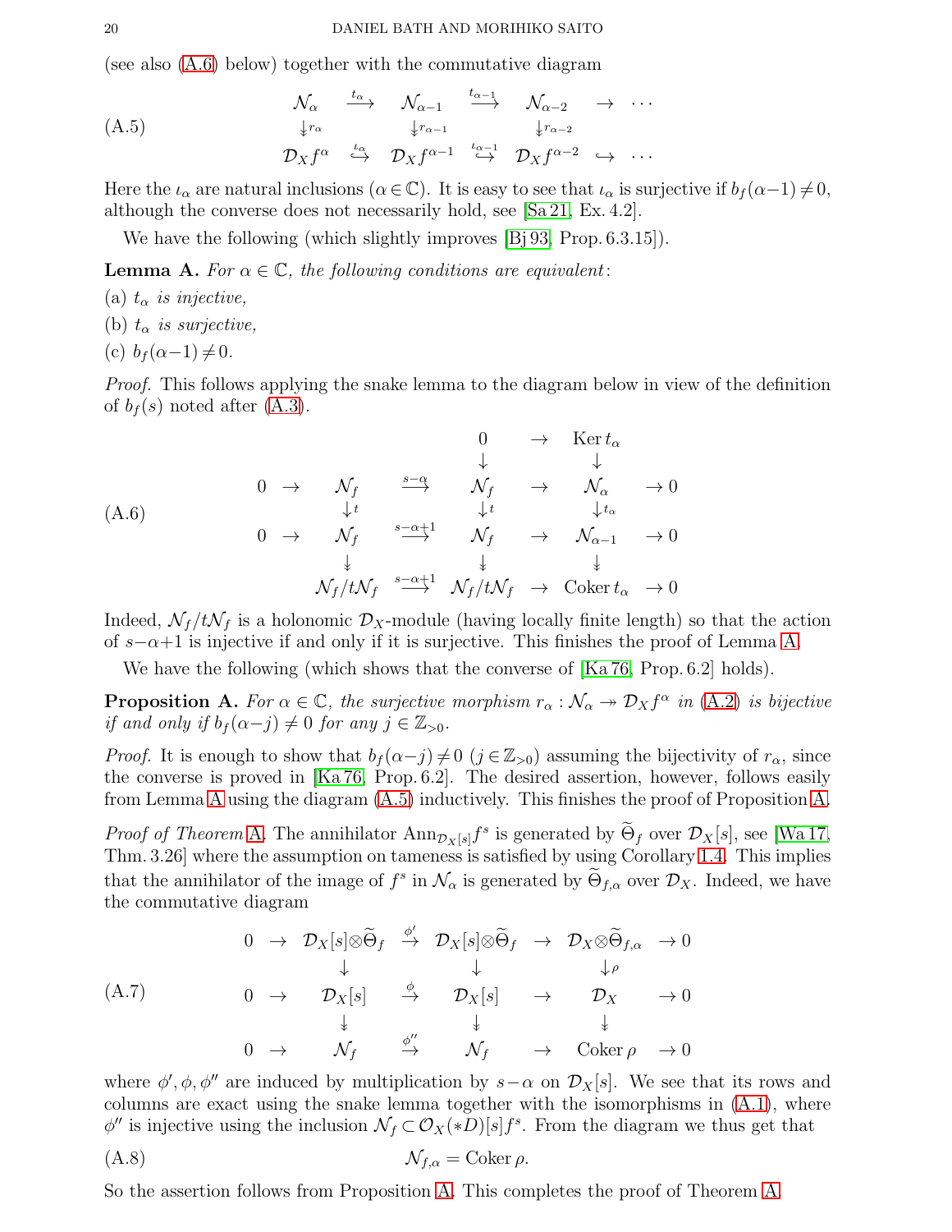(see also (A.6) below) together with the commutative diagram

$$
\begin{array}{ccccccc}
\mathcal{N}_\alpha & \xrightarrow{t_\alpha} & \mathcal{N}_{\alpha-1} & \xrightarrow{t_{\alpha-1}} & \mathcal{N}_{\alpha-2} & \to & \cdots \\
\downarrow{\scriptstyle r_\alpha} & & \downarrow{\scriptstyle r_{\alpha-1}} & & \downarrow{\scriptstyle r_{\alpha-2}} & & \\
\mathcal{D}_X f^\alpha & \overset{\iota_\alpha}{\hookrightarrow} & \mathcal{D}_X f^{\alpha-1} & \overset{\iota_{\alpha-1}}{\hookrightarrow} & \mathcal{D}_X f^{\alpha-2} & \hookrightarrow & \cdots
\end{array}
\tag{A.5}
$$

Here the $\iota_\alpha$ are natural inclusions ($\alpha \in \mathbb{C}$). It is easy to see that $\iota_\alpha$ is surjective if $b_f(\alpha-1) \neq 0$, although the converse does not necessarily hold, see [Sa 21, Ex. 4.2].

We have the following (which slightly improves [Bj 93, Prop. 6.3.15]).

**Lemma A.** *For $\alpha \in \mathbb{C}$, the following conditions are equivalent:*

(a) *$t_\alpha$ is injective,*

(b) *$t_\alpha$ is surjective,*

(c) *$b_f(\alpha-1) \neq 0$.*

*Proof.* This follows applying the snake lemma to the diagram below in view of the definition of $b_f(s)$ noted after (A.3).

$$
\begin{array}{ccccccccc}
 & & & & 0 & \to & \mathrm{Ker}\, t_\alpha & & \\
 & & & & \downarrow & & \downarrow & & \\
0 & \to & \mathcal{N}_f & \xrightarrow{s-\alpha} & \mathcal{N}_f & \to & \mathcal{N}_\alpha & \to & 0 \\
 & & \downarrow{\scriptstyle t} & & \downarrow{\scriptstyle t} & & \downarrow{\scriptstyle t_\alpha} & & \\
0 & \to & \mathcal{N}_f & \xrightarrow{s-\alpha+1} & \mathcal{N}_f & \to & \mathcal{N}_{\alpha-1} & \to & 0 \\
 & & \downarrow & & \downarrow & & \downarrow & & \\
 & & \mathcal{N}_f/t\mathcal{N}_f & \xrightarrow{s-\alpha+1} & \mathcal{N}_f/t\mathcal{N}_f & \to & \mathrm{Coker}\, t_\alpha & \to & 0
\end{array}
\tag{A.6}
$$

Indeed, $\mathcal{N}_f/t\mathcal{N}_f$ is a holonomic $\mathcal{D}_X$-module (having locally finite length) so that the action of $s-\alpha+1$ is injective if and only if it is surjective. This finishes the proof of Lemma A.

We have the following (which shows that the converse of [Ka 76, Prop. 6.2] holds).

**Proposition A.** *For $\alpha \in \mathbb{C}$, the surjective morphism $r_\alpha : \mathcal{N}_\alpha \twoheadrightarrow \mathcal{D}_X f^\alpha$ in (A.2) is bijective if and only if $b_f(\alpha-j) \neq 0$ for any $j \in \mathbb{Z}_{>0}$.*

*Proof.* It is enough to show that $b_f(\alpha-j) \neq 0$ ($j \in \mathbb{Z}_{>0}$) assuming the bijectivity of $r_\alpha$, since the converse is proved in [Ka 76, Prop. 6.2]. The desired assertion, however, follows easily from Lemma A using the diagram (A.5) inductively. This finishes the proof of Proposition A.

*Proof of Theorem A.* The annihilator $\mathrm{Ann}_{\mathcal{D}_X[s]} f^s$ is generated by $\widetilde{\Theta}_f$ over $\mathcal{D}_X[s]$, see [Wa 17, Thm. 3.26] where the assumption on tameness is satisfied by using Corollary 1.4. This implies that the annihilator of the image of $f^s$ in $\mathcal{N}_\alpha$ is generated by $\widetilde{\Theta}_{f,\alpha}$ over $\mathcal{D}_X$. Indeed, we have the commutative diagram

$$
\begin{array}{ccccccccc}
0 & \to & \mathcal{D}_X[s]\otimes\widetilde{\Theta}_f & \xrightarrow{\phi'} & \mathcal{D}_X[s]\otimes\widetilde{\Theta}_f & \to & \mathcal{D}_X\otimes\widetilde{\Theta}_{f,\alpha} & \to & 0 \\
 & & \downarrow & & \downarrow & & \downarrow{\scriptstyle \rho} & & \\
0 & \to & \mathcal{D}_X[s] & \xrightarrow{\phi} & \mathcal{D}_X[s] & \to & \mathcal{D}_X & \to & 0 \\
 & & \downarrow & & \downarrow & & \downarrow & & \\
0 & \to & \mathcal{N}_f & \xrightarrow{\phi''} & \mathcal{N}_f & \to & \mathrm{Coker}\, \rho & \to & 0
\end{array}
\tag{A.7}
$$

where $\phi', \phi, \phi''$ are induced by multiplication by $s-\alpha$ on $\mathcal{D}_X[s]$. We see that its rows and columns are exact using the snake lemma together with the isomorphisms in (A.1), where $\phi''$ is injective using the inclusion $\mathcal{N}_f \subset \mathcal{O}_X(*D)[s]f^s$. From the diagram we thus get that

$$
\mathcal{N}_{f,\alpha} = \mathrm{Coker}\, \rho. \tag{A.8}
$$

So the assertion follows from Proposition A. This completes the proof of Theorem A.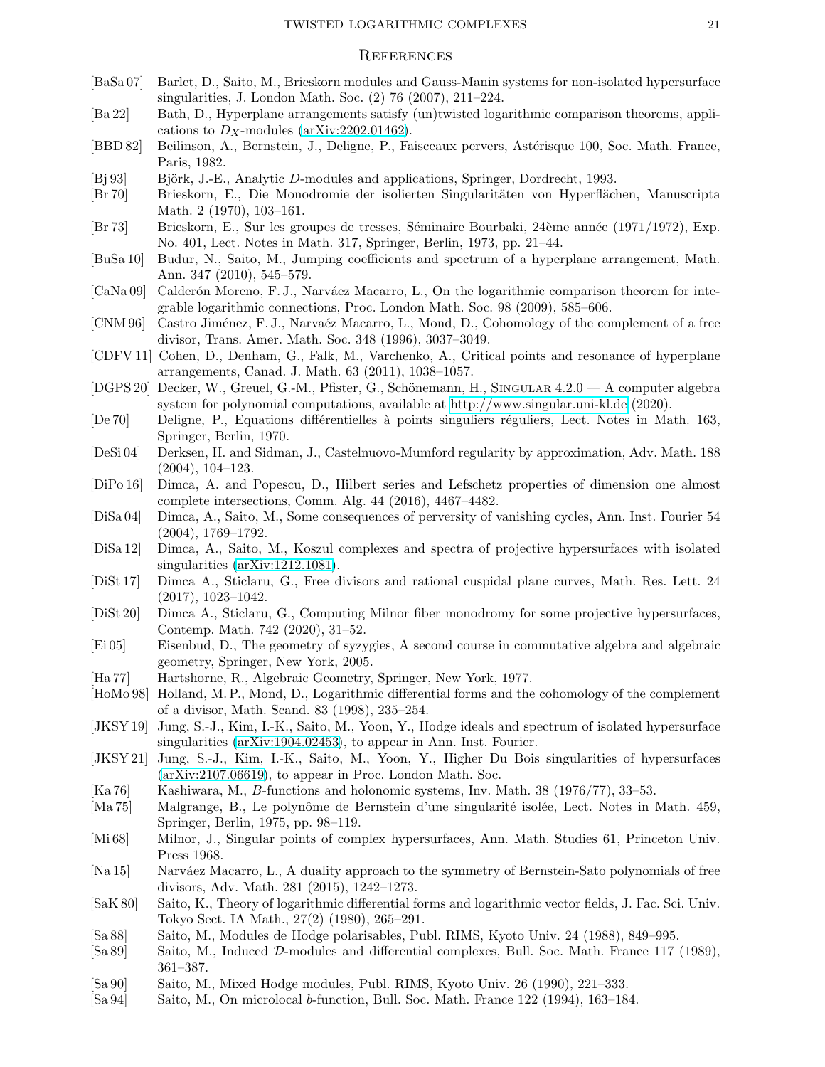## References

[BaSa 07] Barlet, D., Saito, M., Brieskorn modules and Gauss-Manin systems for non-isolated hypersurface singularities, J. London Math. Soc. (2) 76 (2007), 211–224.

[Ba 22] Bath, D., Hyperplane arrangements satisfy (un)twisted logarithmic comparison theorems, applications to $D_X$-modules (arXiv:2202.01462).

[BBD 82] Beilinson, A., Bernstein, J., Deligne, P., Faisceaux pervers, Astérisque 100, Soc. Math. France, Paris, 1982.

[Bj 93] Björk, J.-E., Analytic $D$-modules and applications, Springer, Dordrecht, 1993.

[Br 70] Brieskorn, E., Die Monodromie der isolierten Singularitäten von Hyperflächen, Manuscripta Math. 2 (1970), 103–161.

[Br 73] Brieskorn, E., Sur les groupes de tresses, Séminaire Bourbaki, 24ème année (1971/1972), Exp. No. 401, Lect. Notes in Math. 317, Springer, Berlin, 1973, pp. 21–44.

[BuSa 10] Budur, N., Saito, M., Jumping coefficients and spectrum of a hyperplane arrangement, Math. Ann. 347 (2010), 545–579.

[CaNa 09] Calderón Moreno, F. J., Narváez Macarro, L., On the logarithmic comparison theorem for integrable logarithmic connections, Proc. London Math. Soc. 98 (2009), 585–606.

[CNM 96] Castro Jiménez, F. J., Narvaéz Macarro, L., Mond, D., Cohomology of the complement of a free divisor, Trans. Amer. Math. Soc. 348 (1996), 3037–3049.

[CDFV 11] Cohen, D., Denham, G., Falk, M., Varchenko, A., Critical points and resonance of hyperplane arrangements, Canad. J. Math. 63 (2011), 1038–1057.

[DGPS 20] Decker, W., Greuel, G.-M., Pfister, G., Schönemann, H., Singular 4.2.0 — A computer algebra system for polynomial computations, available at http://www.singular.uni-kl.de (2020).

[De 70] Deligne, P., Equations différentielles à points singuliers réguliers, Lect. Notes in Math. 163, Springer, Berlin, 1970.

[DeSi 04] Derksen, H. and Sidman, J., Castelnuovo-Mumford regularity by approximation, Adv. Math. 188 (2004), 104–123.

[DiPo 16] Dimca, A. and Popescu, D., Hilbert series and Lefschetz properties of dimension one almost complete intersections, Comm. Alg. 44 (2016), 4467–4482.

[DiSa 04] Dimca, A., Saito, M., Some consequences of perversity of vanishing cycles, Ann. Inst. Fourier 54 (2004), 1769–1792.

[DiSa 12] Dimca, A., Saito, M., Koszul complexes and spectra of projective hypersurfaces with isolated singularities (arXiv:1212.1081).

[DiSt 17] Dimca A., Sticlaru, G., Free divisors and rational cuspidal plane curves, Math. Res. Lett. 24 (2017), 1023–1042.

[DiSt 20] Dimca A., Sticlaru, G., Computing Milnor fiber monodromy for some projective hypersurfaces, Contemp. Math. 742 (2020), 31–52.

[Ei 05] Eisenbud, D., The geometry of syzygies, A second course in commutative algebra and algebraic geometry, Springer, New York, 2005.

[Ha 77] Hartshorne, R., Algebraic Geometry, Springer, New York, 1977.

[HoMo 98] Holland, M. P., Mond, D., Logarithmic differential forms and the cohomology of the complement of a divisor, Math. Scand. 83 (1998), 235–254.

[JKSY 19] Jung, S.-J., Kim, I.-K., Saito, M., Yoon, Y., Hodge ideals and spectrum of isolated hypersurface singularities (arXiv:1904.02453), to appear in Ann. Inst. Fourier.

[JKSY 21] Jung, S.-J., Kim, I.-K., Saito, M., Yoon, Y., Higher Du Bois singularities of hypersurfaces (arXiv:2107.06619), to appear in Proc. London Math. Soc.

[Ka 76] Kashiwara, M., $B$-functions and holonomic systems, Inv. Math. 38 (1976/77), 33–53.

[Ma 75] Malgrange, B., Le polynôme de Bernstein d'une singularité isolée, Lect. Notes in Math. 459, Springer, Berlin, 1975, pp. 98–119.

[Mi 68] Milnor, J., Singular points of complex hypersurfaces, Ann. Math. Studies 61, Princeton Univ. Press 1968.

[Na 15] Narváez Macarro, L., A duality approach to the symmetry of Bernstein-Sato polynomials of free divisors, Adv. Math. 281 (2015), 1242–1273.

[SaK 80] Saito, K., Theory of logarithmic differential forms and logarithmic vector fields, J. Fac. Sci. Univ. Tokyo Sect. IA Math., 27(2) (1980), 265–291.

[Sa 88] Saito, M., Modules de Hodge polarisables, Publ. RIMS, Kyoto Univ. 24 (1988), 849–995.

[Sa 89] Saito, M., Induced $\mathcal{D}$-modules and differential complexes, Bull. Soc. Math. France 117 (1989), 361–387.

[Sa 90] Saito, M., Mixed Hodge modules, Publ. RIMS, Kyoto Univ. 26 (1990), 221–333.

[Sa 94] Saito, M., On microlocal $b$-function, Bull. Soc. Math. France 122 (1994), 163–184.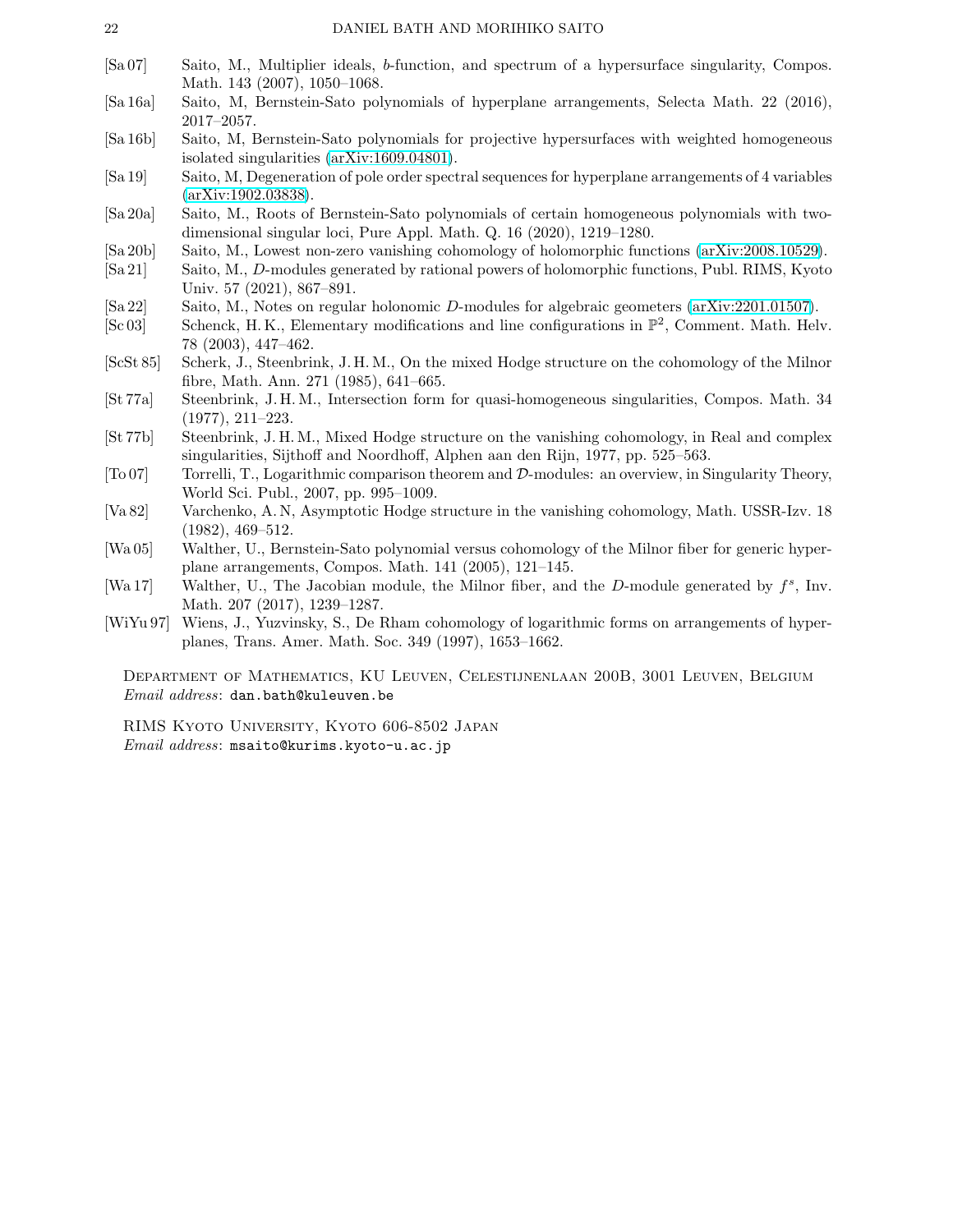[Sa 07] Saito, M., Multiplier ideals, $b$-function, and spectrum of a hypersurface singularity, Compos. Math. 143 (2007), 1050–1068.

[Sa 16a] Saito, M, Bernstein-Sato polynomials of hyperplane arrangements, Selecta Math. 22 (2016), 2017–2057.

[Sa 16b] Saito, M, Bernstein-Sato polynomials for projective hypersurfaces with weighted homogeneous isolated singularities (arXiv:1609.04801).

[Sa 19] Saito, M, Degeneration of pole order spectral sequences for hyperplane arrangements of 4 variables (arXiv:1902.03838).

[Sa 20a] Saito, M., Roots of Bernstein-Sato polynomials of certain homogeneous polynomials with two-dimensional singular loci, Pure Appl. Math. Q. 16 (2020), 1219–1280.

[Sa 20b] Saito, M., Lowest non-zero vanishing cohomology of holomorphic functions (arXiv:2008.10529).

[Sa 21] Saito, M., $D$-modules generated by rational powers of holomorphic functions, Publ. RIMS, Kyoto Univ. 57 (2021), 867–891.

[Sa 22] Saito, M., Notes on regular holonomic $D$-modules for algebraic geometers (arXiv:2201.01507).

[Sc 03] Schenck, H. K., Elementary modifications and line configurations in $\mathbb{P}^2$, Comment. Math. Helv. 78 (2003), 447–462.

[ScSt 85] Scherk, J., Steenbrink, J. H. M., On the mixed Hodge structure on the cohomology of the Milnor fibre, Math. Ann. 271 (1985), 641–665.

[St 77a] Steenbrink, J. H. M., Intersection form for quasi-homogeneous singularities, Compos. Math. 34 (1977), 211–223.

[St 77b] Steenbrink, J. H. M., Mixed Hodge structure on the vanishing cohomology, in Real and complex singularities, Sijthoff and Noordhoff, Alphen aan den Rijn, 1977, pp. 525–563.

[To 07] Torrelli, T., Logarithmic comparison theorem and $\mathcal{D}$-modules: an overview, in Singularity Theory, World Sci. Publ., 2007, pp. 995–1009.

[Va 82] Varchenko, A. N, Asymptotic Hodge structure in the vanishing cohomology, Math. USSR-Izv. 18 (1982), 469–512.

[Wa 05] Walther, U., Bernstein-Sato polynomial versus cohomology of the Milnor fiber for generic hyperplane arrangements, Compos. Math. 141 (2005), 121–145.

[Wa 17] Walther, U., The Jacobian module, the Milnor fiber, and the $D$-module generated by $f^s$, Inv. Math. 207 (2017), 1239–1287.

[WiYu 97] Wiens, J., Yuzvinsky, S., De Rham cohomology of logarithmic forms on arrangements of hyperplanes, Trans. Amer. Math. Soc. 349 (1997), 1653–1662.

Department of Mathematics, KU Leuven, Celestijnenlaan 200B, 3001 Leuven, Belgium
*Email address*: dan.bath@kuleuven.be

RIMS Kyoto University, Kyoto 606-8502 Japan
*Email address*: msaito@kurims.kyoto-u.ac.jp